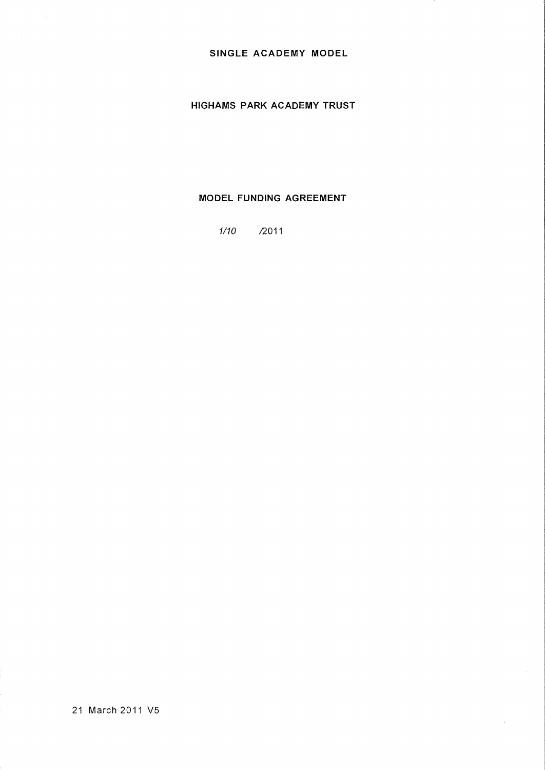# SINGLE ACADEMY MODEL

## HIGHAMS PARK ACADEMY TRUST

## MODEL FUNDING AGREEMENT

*1/10* /2011

21 March 2011 V5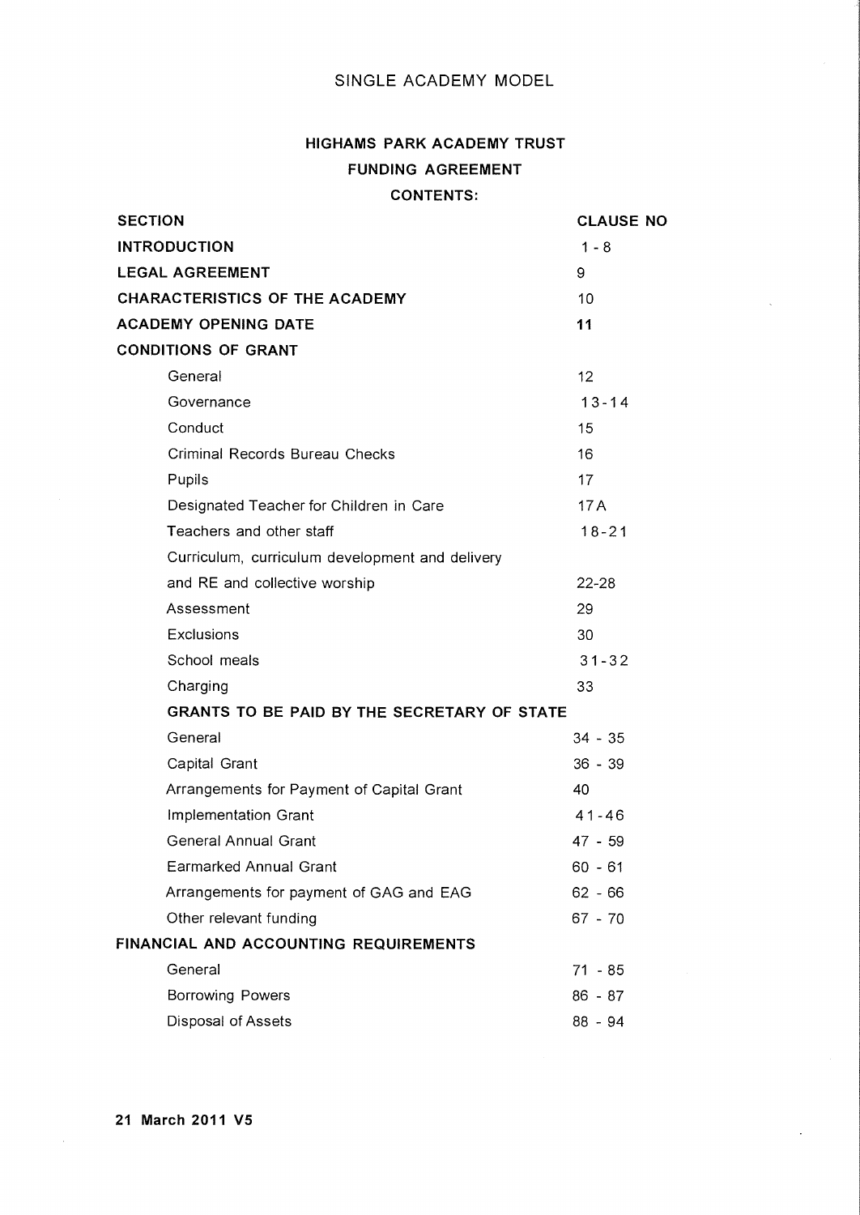SINGLE ACADEMY MODEL

# HIGHAMS PARK ACADEMY TRUST

## FUNDING AGREEMENT

### CONTENTS:

| SECTION | CLAUSE NO |
|---|---|
| **INTRODUCTION** | 1 - 8 |
| **LEGAL AGREEMENT** | 9 |
| **CHARACTERISTICS OF THE ACADEMY** | 10 |
| **ACADEMY OPENING DATE** | **11** |
| **CONDITIONS OF GRANT** | |
| General | 12 |
| Governance | 13 - 14 |
| Conduct | 15 |
| Criminal Records Bureau Checks | 16 |
| Pupils | 17 |
| Designated Teacher for Children in Care | 17A |
| Teachers and other staff | 18 - 21 |
| Curriculum, curriculum development and delivery and RE and collective worship | 22-28 |
| Assessment | 29 |
| Exclusions | 30 |
| School meals | 31 - 32 |
| Charging | 33 |
| **GRANTS TO BE PAID BY THE SECRETARY OF STATE** | |
| General | 34 - 35 |
| Capital Grant | 36 - 39 |
| Arrangements for Payment of Capital Grant | 40 |
| Implementation Grant | 41 - 46 |
| General Annual Grant | 47 - 59 |
| Earmarked Annual Grant | 60 - 61 |
| Arrangements for payment of GAG and EAG | 62 - 66 |
| Other relevant funding | 67 - 70 |
| **FINANCIAL AND ACCOUNTING REQUIREMENTS** | |
| General | 71 - 85 |
| Borrowing Powers | 86 - 87 |
| Disposal of Assets | 88 - 94 |

**21 March 2011 V5**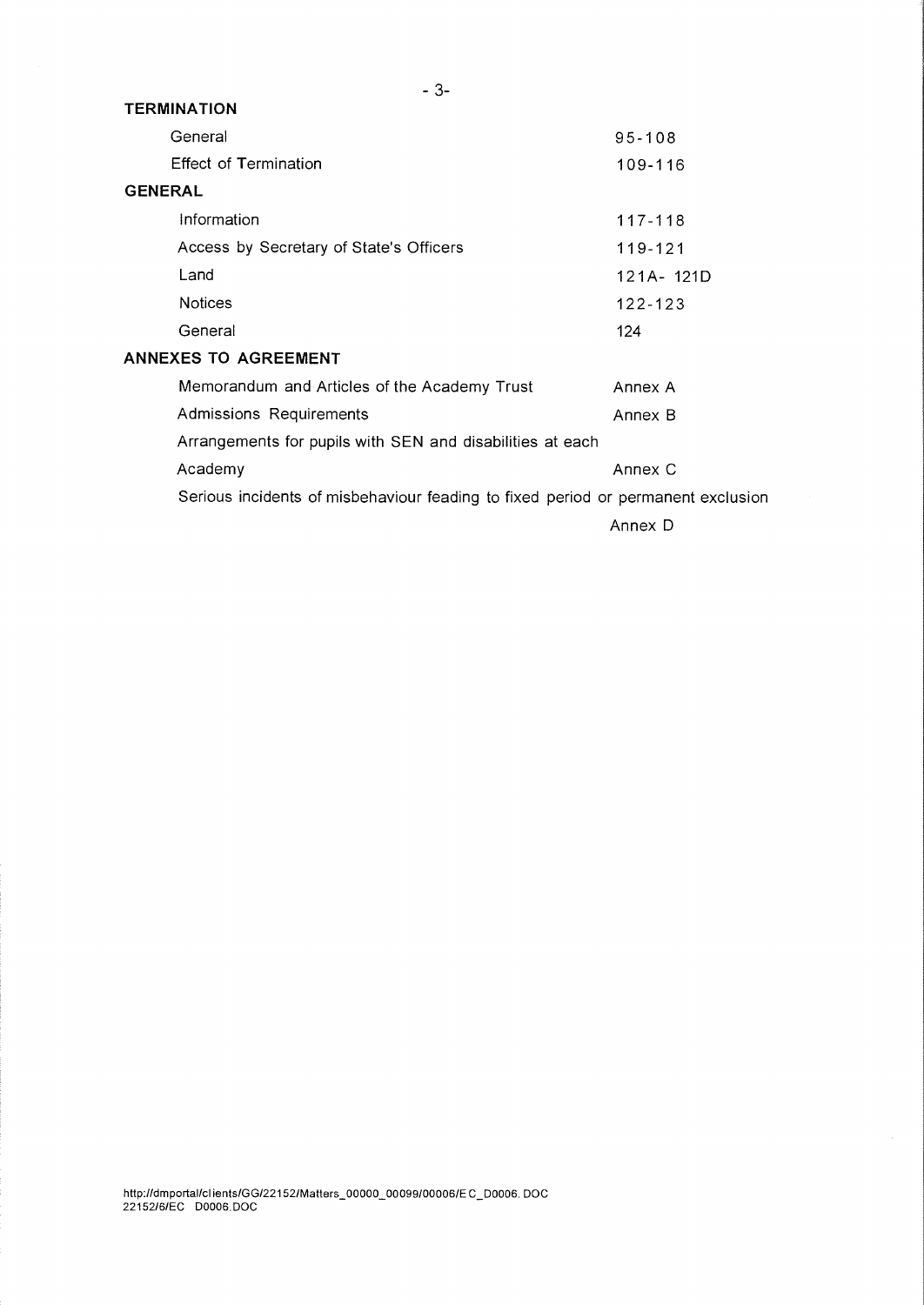## TERMINATION

| | |
|---|---|
| General | 95-108 |
| Effect of Termination | 109-116 |

## GENERAL

| | |
|---|---|
| Information | 117-118 |
| Access by Secretary of State's Officers | 119-121 |
| Land | 121A- 121D |
| Notices | 122-123 |
| General | 124 |

## ANNEXES TO AGREEMENT

| | |
|---|---|
| Memorandum and Articles of the Academy Trust | Annex A |
| Admissions Requirements | Annex B |
| Arrangements for pupils with SEN and disabilities at each Academy | Annex C |
| Serious incidents of misbehaviour leading to fixed period or permanent exclusion | Annex D |

http://dmportal/clients/GG/22152/Matters_00000_00099/00006/EC_D0006.DOC
22152/6/EC D0006.DOC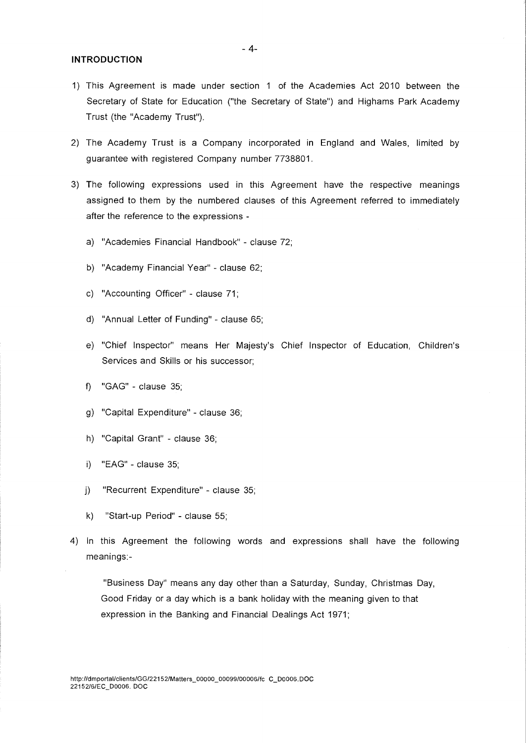## INTRODUCTION

1) This Agreement is made under section 1 of the Academies Act 2010 between the Secretary of State for Education ("the Secretary of State") and Highams Park Academy Trust (the "Academy Trust").

2) The Academy Trust is a Company incorporated in England and Wales, limited by guarantee with registered Company number 7738801.

3) The following expressions used in this Agreement have the respective meanings assigned to them by the numbered clauses of this Agreement referred to immediately after the reference to the expressions -

   a) "Academies Financial Handbook" - clause 72;

   b) "Academy Financial Year" - clause 62;

   c) "Accounting Officer" - clause 71;

   d) "Annual Letter of Funding" - clause 65;

   e) "Chief Inspector" means Her Majesty's Chief Inspector of Education, Children's Services and Skills or his successor;

   f) "GAG" - clause 35;

   g) "Capital Expenditure" - clause 36;

   h) "Capital Grant" - clause 36;

   i) "EAG" - clause 35;

   j) "Recurrent Expenditure" - clause 35;

   k) "Start-up Period" - clause 55;

4) In this Agreement the following words and expressions shall have the following meanings:-

   "Business Day" means any day other than a Saturday, Sunday, Christmas Day, Good Friday or a day which is a bank holiday with the meaning given to that expression in the Banking and Financial Dealings Act 1971;

http://dmportal/clients/GG/22152/Matters_00000_00099/00006/fc C_D0006.DOC
22152/6/EC_D0006. DOC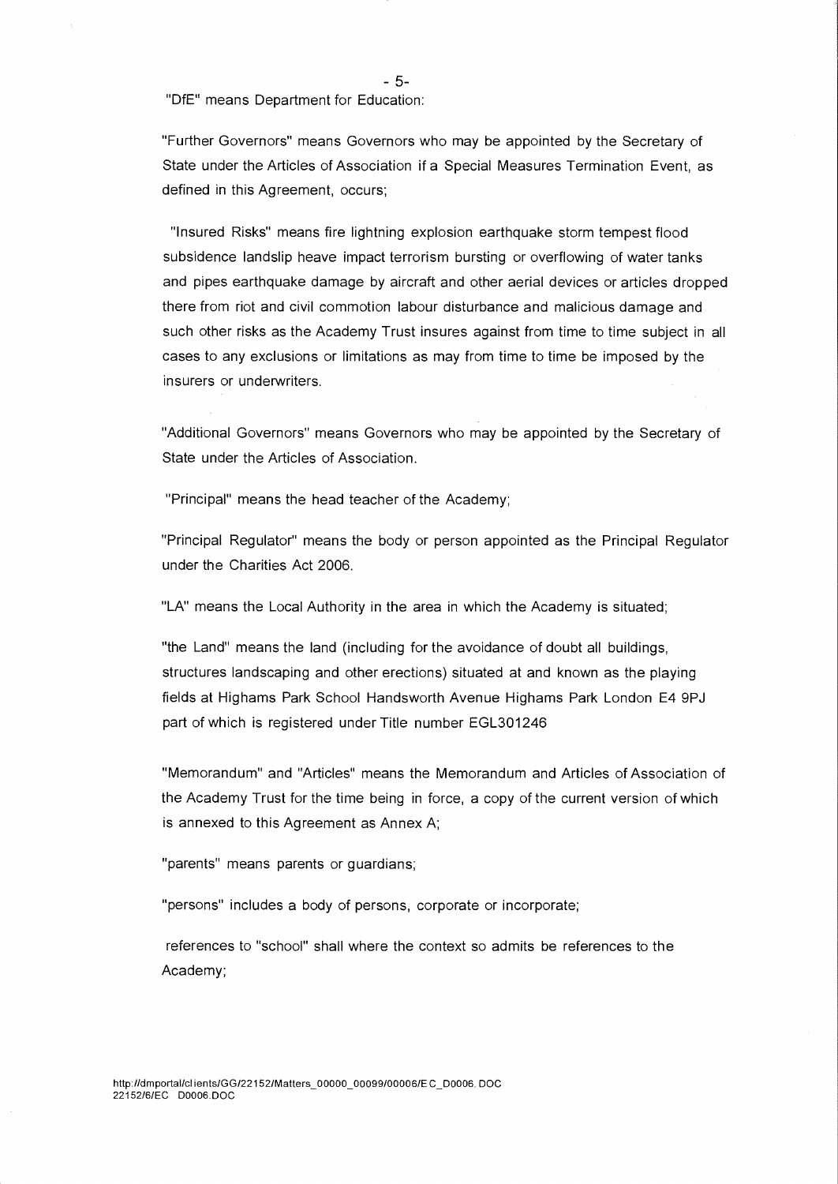"DfE" means Department for Education:

"Further Governors" means Governors who may be appointed by the Secretary of State under the Articles of Association if a Special Measures Termination Event, as defined in this Agreement, occurs;

"Insured Risks" means fire lightning explosion earthquake storm tempest flood subsidence landslip heave impact terrorism bursting or overflowing of water tanks and pipes earthquake damage by aircraft and other aerial devices or articles dropped there from riot and civil commotion labour disturbance and malicious damage and such other risks as the Academy Trust insures against from time to time subject in all cases to any exclusions or limitations as may from time to time be imposed by the insurers or underwriters.

"Additional Governors" means Governors who may be appointed by the Secretary of State under the Articles of Association.

"Principal" means the head teacher of the Academy;

"Principal Regulator" means the body or person appointed as the Principal Regulator under the Charities Act 2006.

"LA" means the Local Authority in the area in which the Academy is situated;

"the Land" means the land (including for the avoidance of doubt all buildings, structures landscaping and other erections) situated at and known as the playing fields at Highams Park School Handsworth Avenue Highams Park London E4 9PJ part of which is registered under Title number EGL301246

"Memorandum" and "Articles" means the Memorandum and Articles of Association of the Academy Trust for the time being in force, a copy of the current version of which is annexed to this Agreement as Annex A;

"parents" means parents or guardians;

"persons" includes a body of persons, corporate or incorporate;

references to "school" shall where the context so admits be references to the Academy;

http://dmportal/clients/GG/22152/Matters_00000_00099/00006/EC_D0006.DOC
22152/6/EC D0006.DOC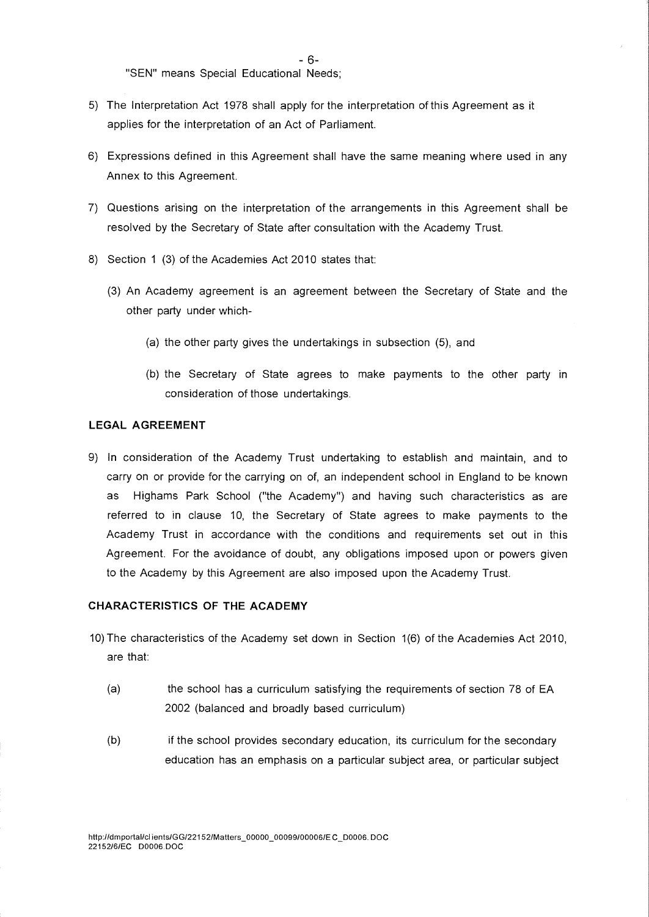"SEN" means Special Educational Needs;

5) The Interpretation Act 1978 shall apply for the interpretation of this Agreement as it applies for the interpretation of an Act of Parliament.

6) Expressions defined in this Agreement shall have the same meaning where used in any Annex to this Agreement.

7) Questions arising on the interpretation of the arrangements in this Agreement shall be resolved by the Secretary of State after consultation with the Academy Trust.

8) Section 1 (3) of the Academies Act 2010 states that:

   (3) An Academy agreement is an agreement between the Secretary of State and the other party under which-

      (a) the other party gives the undertakings in subsection (5), and

      (b) the Secretary of State agrees to make payments to the other party in consideration of those undertakings.

## LEGAL AGREEMENT

9) In consideration of the Academy Trust undertaking to establish and maintain, and to carry on or provide for the carrying on of, an independent school in England to be known as Highams Park School ("the Academy") and having such characteristics as are referred to in clause 10, the Secretary of State agrees to make payments to the Academy Trust in accordance with the conditions and requirements set out in this Agreement. For the avoidance of doubt, any obligations imposed upon or powers given to the Academy by this Agreement are also imposed upon the Academy Trust.

## CHARACTERISTICS OF THE ACADEMY

10) The characteristics of the Academy set down in Section 1(6) of the Academies Act 2010, are that:

   (a) the school has a curriculum satisfying the requirements of section 78 of EA 2002 (balanced and broadly based curriculum)

   (b) if the school provides secondary education, its curriculum for the secondary education has an emphasis on a particular subject area, or particular subject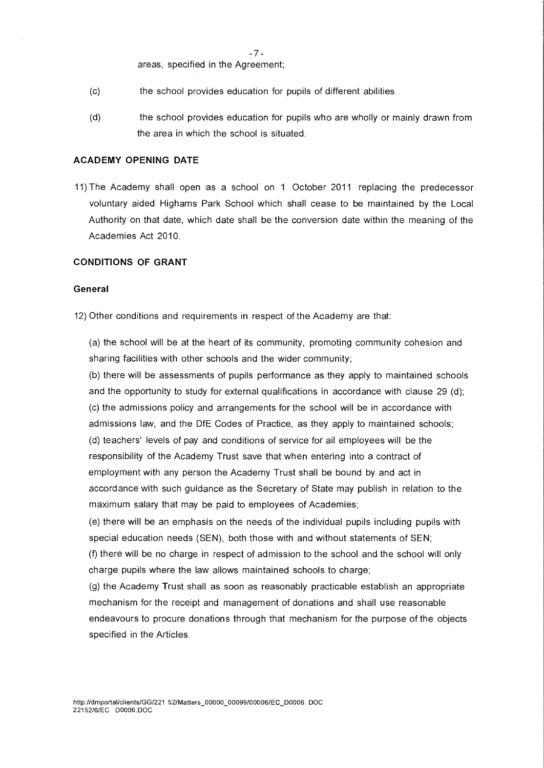areas, specified in the Agreement;

(c) the school provides education for pupils of different abilities

(d) the school provides education for pupils who are wholly or mainly drawn from the area in which the school is situated.

## ACADEMY OPENING DATE

11) The Academy shall open as a school on 1 October 2011 replacing the predecessor voluntary aided Highams Park School which shall cease to be maintained by the Local Authority on that date, which date shall be the conversion date within the meaning of the Academies Act 2010.

## CONDITIONS OF GRANT

### General

12) Other conditions and requirements in respect of the Academy are that:

(a) the school will be at the heart of its community, promoting community cohesion and sharing facilities with other schools and the wider community;

(b) there will be assessments of pupils performance as they apply to maintained schools and the opportunity to study for external qualifications in accordance with clause 29 (d);

(c) the admissions policy and arrangements for the school will be in accordance with admissions law, and the DfE Codes of Practice, as they apply to maintained schools;

(d) teachers' levels of pay and conditions of service for all employees will be the responsibility of the Academy Trust save that when entering into a contract of employment with any person the Academy Trust shall be bound by and act in accordance with such guidance as the Secretary of State may publish in relation to the maximum salary that may be paid to employees of Academies;

(e) there will be an emphasis on the needs of the individual pupils including pupils with special education needs (SEN), both those with and without statements of SEN;

(f) there will be no charge in respect of admission to the school and the school will only charge pupils where the law allows maintained schools to charge;

(g) the Academy Trust shall as soon as reasonably practicable establish an appropriate mechanism for the receipt and management of donations and shall use reasonable endeavours to procure donations through that mechanism for the purpose of the objects specified in the Articles.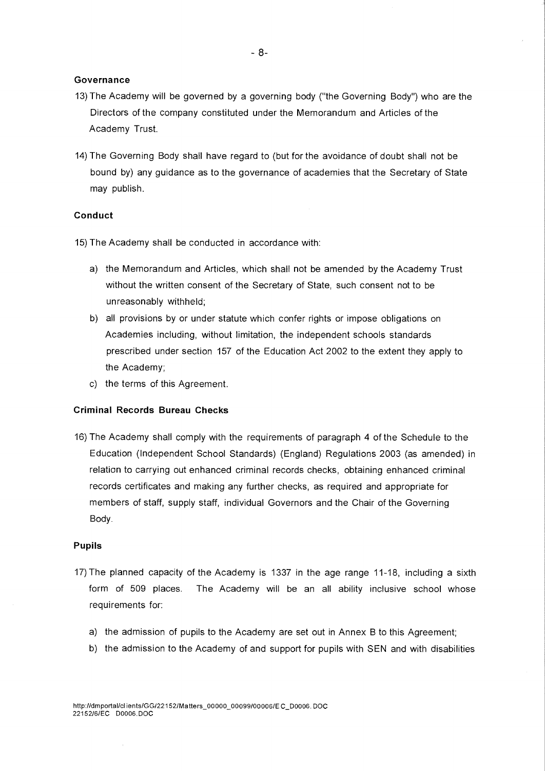### Governance

13) The Academy will be governed by a governing body ("the Governing Body") who are the Directors of the company constituted under the Memorandum and Articles of the Academy Trust.

14) The Governing Body shall have regard to (but for the avoidance of doubt shall not be bound by) any guidance as to the governance of academies that the Secretary of State may publish.

### Conduct

15) The Academy shall be conducted in accordance with:

   a) the Memorandum and Articles, which shall not be amended by the Academy Trust without the written consent of the Secretary of State, such consent not to be unreasonably withheld;

   b) all provisions by or under statute which confer rights or impose obligations on Academies including, without limitation, the independent schools standards prescribed under section 157 of the Education Act 2002 to the extent they apply to the Academy;

   c) the terms of this Agreement.

### Criminal Records Bureau Checks

16) The Academy shall comply with the requirements of paragraph 4 of the Schedule to the Education (Independent School Standards) (England) Regulations 2003 (as amended) in relation to carrying out enhanced criminal records checks, obtaining enhanced criminal records certificates and making any further checks, as required and appropriate for members of staff, supply staff, individual Governors and the Chair of the Governing Body.

### Pupils

17) The planned capacity of the Academy is 1337 in the age range 11-18, including a sixth form of 509 places. The Academy will be an all ability inclusive school whose requirements for:

   a) the admission of pupils to the Academy are set out in Annex B to this Agreement;

   b) the admission to the Academy of and support for pupils with SEN and with disabilities

http://dmportal/clients/GG/22152/Matters_00000_00099/00006/EC_D0006.DOC
22152/6/EC D0006.DOC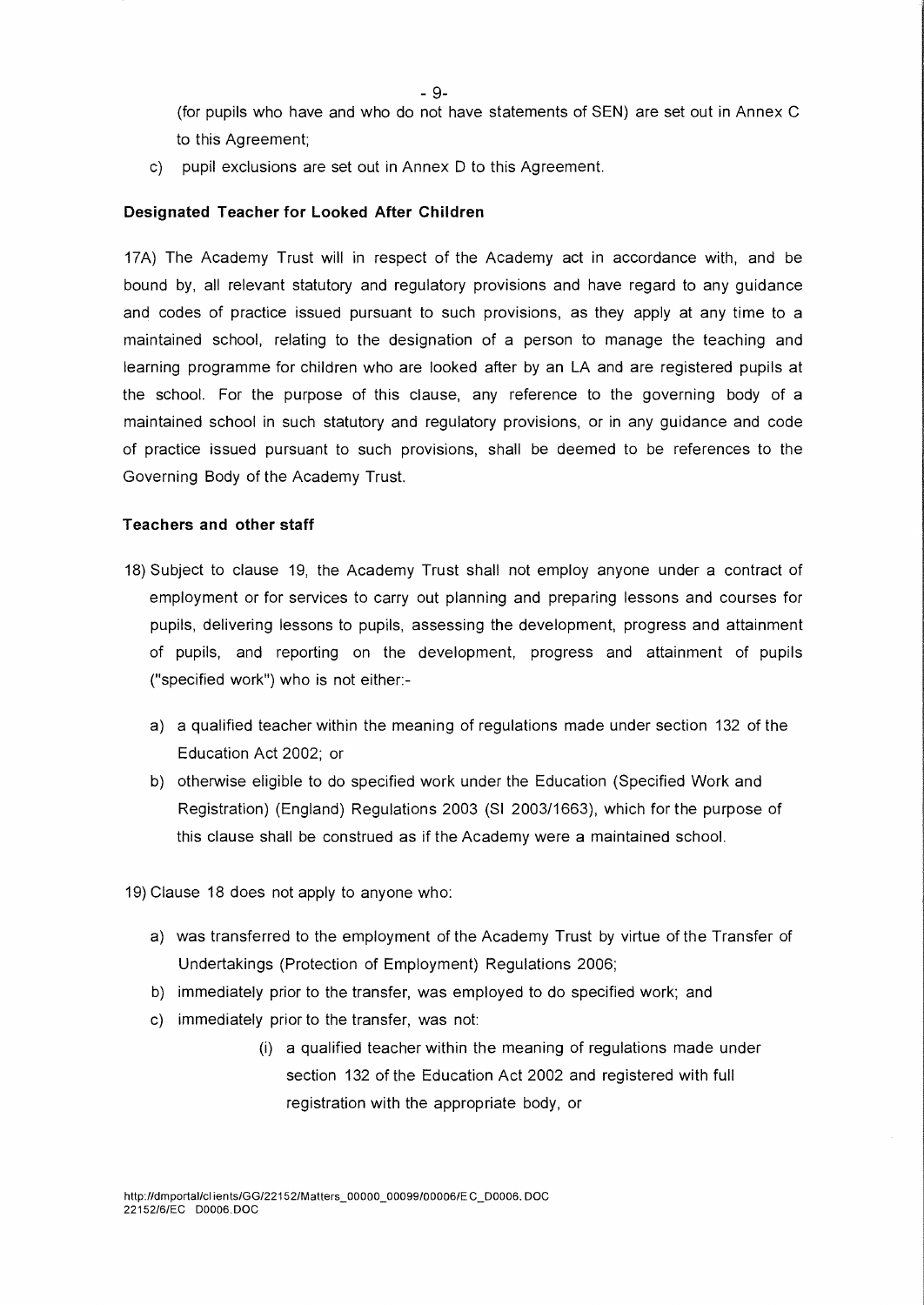(for pupils who have and who do not have statements of SEN) are set out in Annex C to this Agreement;

c) pupil exclusions are set out in Annex D to this Agreement.

**Designated Teacher for Looked After Children**

17A) The Academy Trust will in respect of the Academy act in accordance with, and be bound by, all relevant statutory and regulatory provisions and have regard to any guidance and codes of practice issued pursuant to such provisions, as they apply at any time to a maintained school, relating to the designation of a person to manage the teaching and learning programme for children who are looked after by an LA and are registered pupils at the school. For the purpose of this clause, any reference to the governing body of a maintained school in such statutory and regulatory provisions, or in any guidance and code of practice issued pursuant to such provisions, shall be deemed to be references to the Governing Body of the Academy Trust.

**Teachers and other staff**

18) Subject to clause 19, the Academy Trust shall not employ anyone under a contract of employment or for services to carry out planning and preparing lessons and courses for pupils, delivering lessons to pupils, assessing the development, progress and attainment of pupils, and reporting on the development, progress and attainment of pupils ("specified work") who is not either:-

   a) a qualified teacher within the meaning of regulations made under section 132 of the Education Act 2002; or
   b) otherwise eligible to do specified work under the Education (Specified Work and Registration) (England) Regulations 2003 (SI 2003/1663), which for the purpose of this clause shall be construed as if the Academy were a maintained school.

19) Clause 18 does not apply to anyone who:

   a) was transferred to the employment of the Academy Trust by virtue of the Transfer of Undertakings (Protection of Employment) Regulations 2006;
   b) immediately prior to the transfer, was employed to do specified work; and
   c) immediately prior to the transfer, was not:
      (i) a qualified teacher within the meaning of regulations made under section 132 of the Education Act 2002 and registered with full registration with the appropriate body, or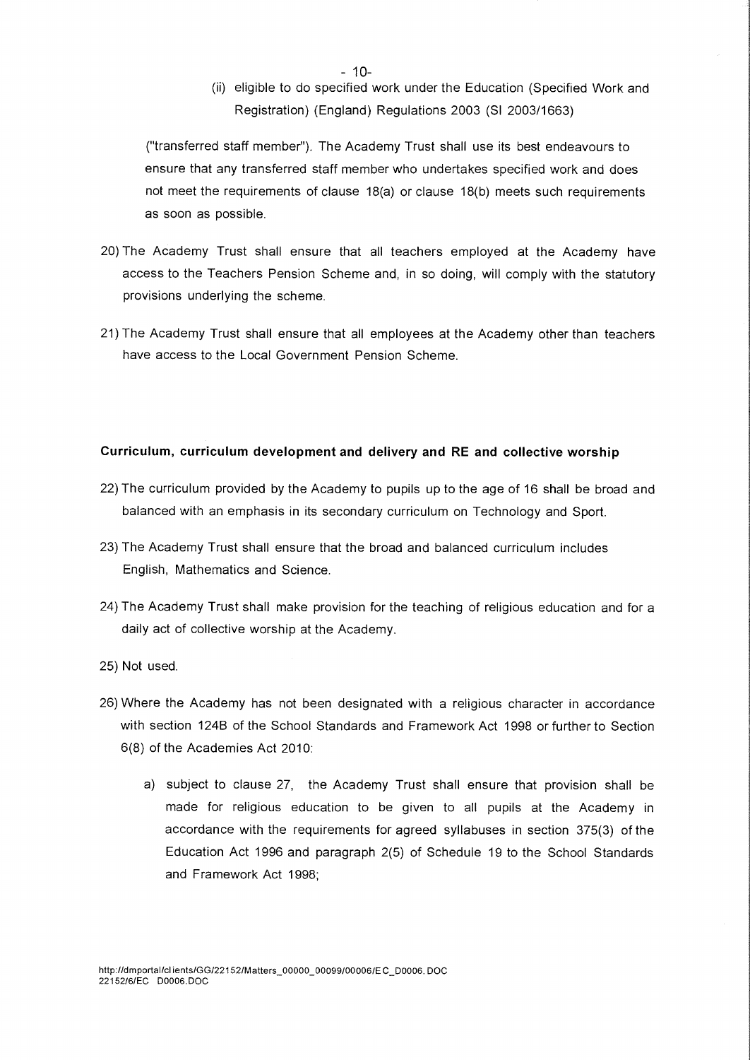(ii) eligible to do specified work under the Education (Specified Work and Registration) (England) Regulations 2003 (SI 2003/1663)

("transferred staff member"). The Academy Trust shall use its best endeavours to ensure that any transferred staff member who undertakes specified work and does not meet the requirements of clause 18(a) or clause 18(b) meets such requirements as soon as possible.

20) The Academy Trust shall ensure that all teachers employed at the Academy have access to the Teachers Pension Scheme and, in so doing, will comply with the statutory provisions underlying the scheme.

21) The Academy Trust shall ensure that all employees at the Academy other than teachers have access to the Local Government Pension Scheme.

**Curriculum, curriculum development and delivery and RE and collective worship**

22) The curriculum provided by the Academy to pupils up to the age of 16 shall be broad and balanced with an emphasis in its secondary curriculum on Technology and Sport.

23) The Academy Trust shall ensure that the broad and balanced curriculum includes English, Mathematics and Science.

24) The Academy Trust shall make provision for the teaching of religious education and for a daily act of collective worship at the Academy.

25) Not used.

26) Where the Academy has not been designated with a religious character in accordance with section 124B of the School Standards and Framework Act 1998 or further to Section 6(8) of the Academies Act 2010:

   a) subject to clause 27, the Academy Trust shall ensure that provision shall be made for religious education to be given to all pupils at the Academy in accordance with the requirements for agreed syllabuses in section 375(3) of the Education Act 1996 and paragraph 2(5) of Schedule 19 to the School Standards and Framework Act 1998;

http://dmportal/clients/GG/22152/Matters_00000_00099/00006/EC_D0006.DOC
22152/6/EC D0006.DOC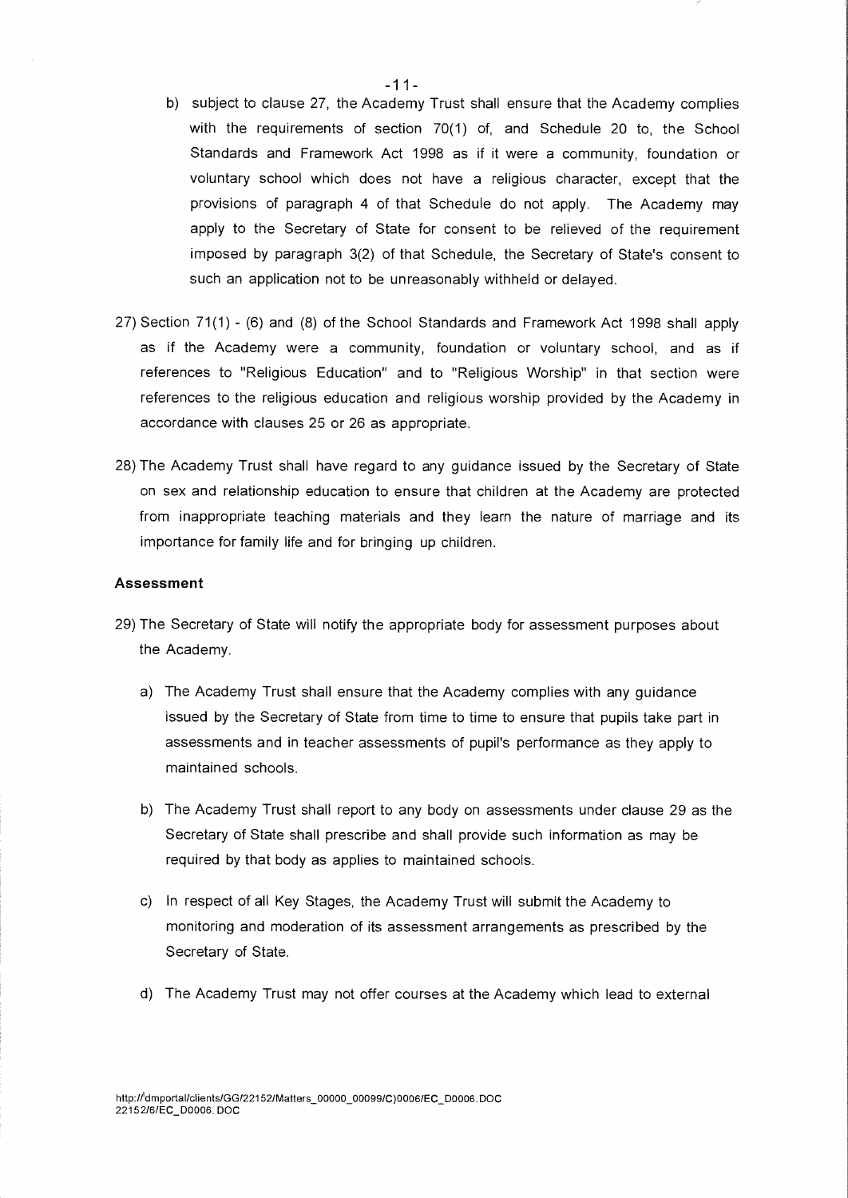b) subject to clause 27, the Academy Trust shall ensure that the Academy complies with the requirements of section 70(1) of, and Schedule 20 to, the School Standards and Framework Act 1998 as if it were a community, foundation or voluntary school which does not have a religious character, except that the provisions of paragraph 4 of that Schedule do not apply. The Academy may apply to the Secretary of State for consent to be relieved of the requirement imposed by paragraph 3(2) of that Schedule, the Secretary of State's consent to such an application not to be unreasonably withheld or delayed.

27) Section 71(1) - (6) and (8) of the School Standards and Framework Act 1998 shall apply as if the Academy were a community, foundation or voluntary school, and as if references to "Religious Education" and to "Religious Worship" in that section were references to the religious education and religious worship provided by the Academy in accordance with clauses 25 or 26 as appropriate.

28) The Academy Trust shall have regard to any guidance issued by the Secretary of State on sex and relationship education to ensure that children at the Academy are protected from inappropriate teaching materials and they learn the nature of marriage and its importance for family life and for bringing up children.

**Assessment**

29) The Secretary of State will notify the appropriate body for assessment purposes about the Academy.

   a) The Academy Trust shall ensure that the Academy complies with any guidance issued by the Secretary of State from time to time to ensure that pupils take part in assessments and in teacher assessments of pupil's performance as they apply to maintained schools.

   b) The Academy Trust shall report to any body on assessments under clause 29 as the Secretary of State shall prescribe and shall provide such information as may be required by that body as applies to maintained schools.

   c) In respect of all Key Stages, the Academy Trust will submit the Academy to monitoring and moderation of its assessment arrangements as prescribed by the Secretary of State.

   d) The Academy Trust may not offer courses at the Academy which lead to external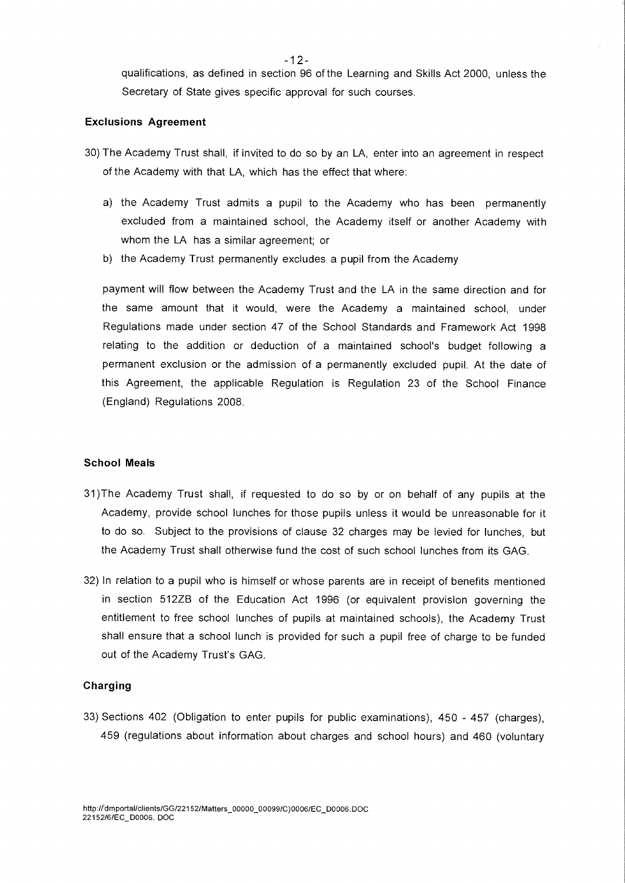qualifications, as defined in section 96 of the Learning and Skills Act 2000, unless the Secretary of State gives specific approval for such courses.

**Exclusions Agreement**

30) The Academy Trust shall, if invited to do so by an LA, enter into an agreement in respect of the Academy with that LA, which has the effect that where:

   a) the Academy Trust admits a pupil to the Academy who has been permanently excluded from a maintained school, the Academy itself or another Academy with whom the LA has a similar agreement; or

   b) the Academy Trust permanently excludes a pupil from the Academy

   payment will flow between the Academy Trust and the LA in the same direction and for the same amount that it would, were the Academy a maintained school, under Regulations made under section 47 of the School Standards and Framework Act 1998 relating to the addition or deduction of a maintained school's budget following a permanent exclusion or the admission of a permanently excluded pupil. At the date of this Agreement, the applicable Regulation is Regulation 23 of the School Finance (England) Regulations 2008.

**School Meals**

31) The Academy Trust shall, if requested to do so by or on behalf of any pupils at the Academy, provide school lunches for those pupils unless it would be unreasonable for it to do so. Subject to the provisions of clause 32 charges may be levied for lunches, but the Academy Trust shall otherwise fund the cost of such school lunches from its GAG.

32) In relation to a pupil who is himself or whose parents are in receipt of benefits mentioned in section 512ZB of the Education Act 1996 (or equivalent provision governing the entitlement to free school lunches of pupils at maintained schools), the Academy Trust shall ensure that a school lunch is provided for such a pupil free of charge to be funded out of the Academy Trust's GAG.

**Charging**

33) Sections 402 (Obligation to enter pupils for public examinations), 450 - 457 (charges), 459 (regulations about information about charges and school hours) and 460 (voluntary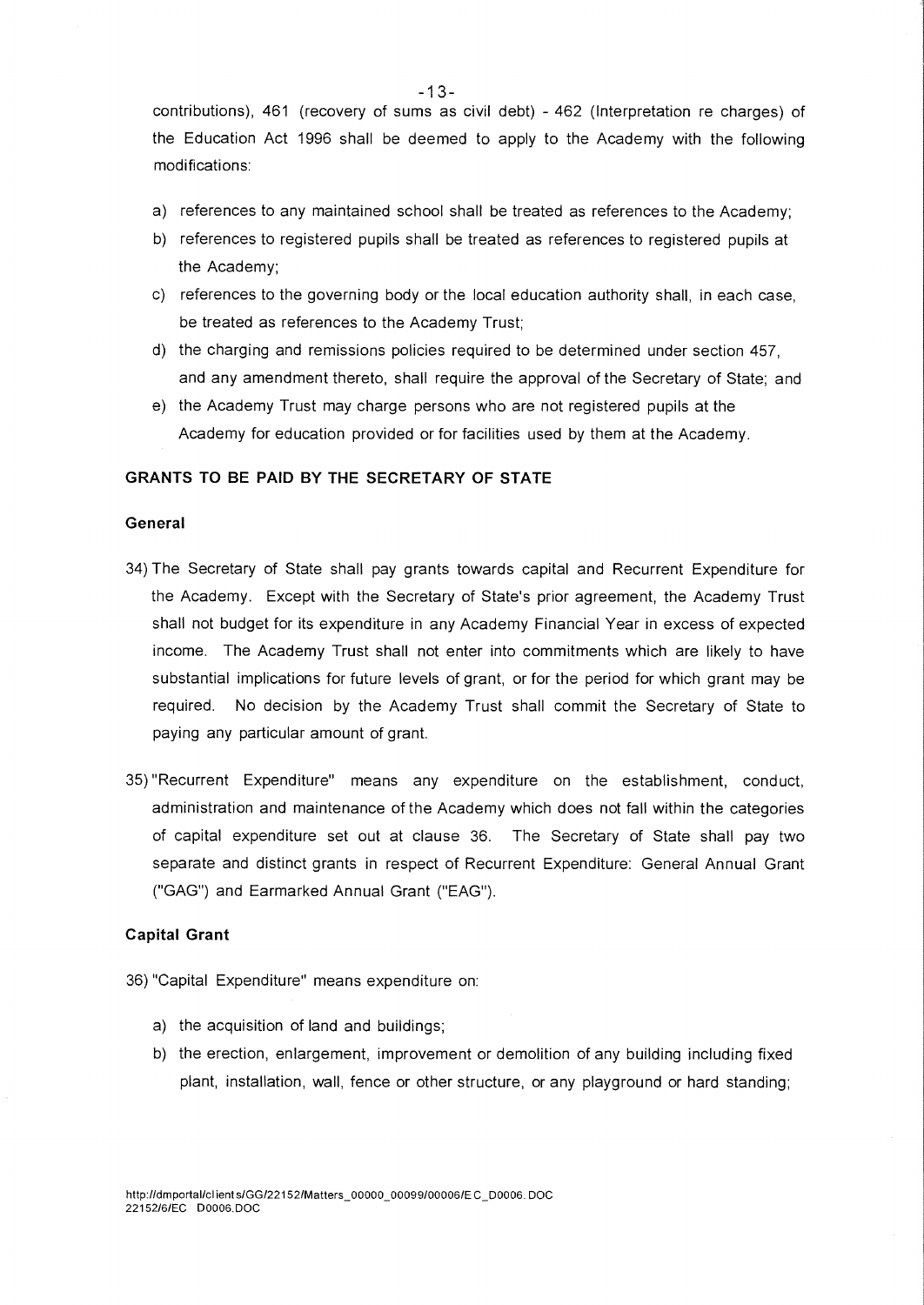contributions), 461 (recovery of sums as civil debt) - 462 (Interpretation re charges) of the Education Act 1996 shall be deemed to apply to the Academy with the following modifications:

a) references to any maintained school shall be treated as references to the Academy;
b) references to registered pupils shall be treated as references to registered pupils at the Academy;
c) references to the governing body or the local education authority shall, in each case, be treated as references to the Academy Trust;
d) the charging and remissions policies required to be determined under section 457, and any amendment thereto, shall require the approval of the Secretary of State; and
e) the Academy Trust may charge persons who are not registered pupils at the Academy for education provided or for facilities used by them at the Academy.

**GRANTS TO BE PAID BY THE SECRETARY OF STATE**

**General**

34) The Secretary of State shall pay grants towards capital and Recurrent Expenditure for the Academy. Except with the Secretary of State's prior agreement, the Academy Trust shall not budget for its expenditure in any Academy Financial Year in excess of expected income. The Academy Trust shall not enter into commitments which are likely to have substantial implications for future levels of grant, or for the period for which grant may be required. No decision by the Academy Trust shall commit the Secretary of State to paying any particular amount of grant.

35) "Recurrent Expenditure" means any expenditure on the establishment, conduct, administration and maintenance of the Academy which does not fall within the categories of capital expenditure set out at clause 36. The Secretary of State shall pay two separate and distinct grants in respect of Recurrent Expenditure: General Annual Grant ("GAG") and Earmarked Annual Grant ("EAG").

**Capital Grant**

36) "Capital Expenditure" means expenditure on:

a) the acquisition of land and buildings;
b) the erection, enlargement, improvement or demolition of any building including fixed plant, installation, wall, fence or other structure, or any playground or hard standing;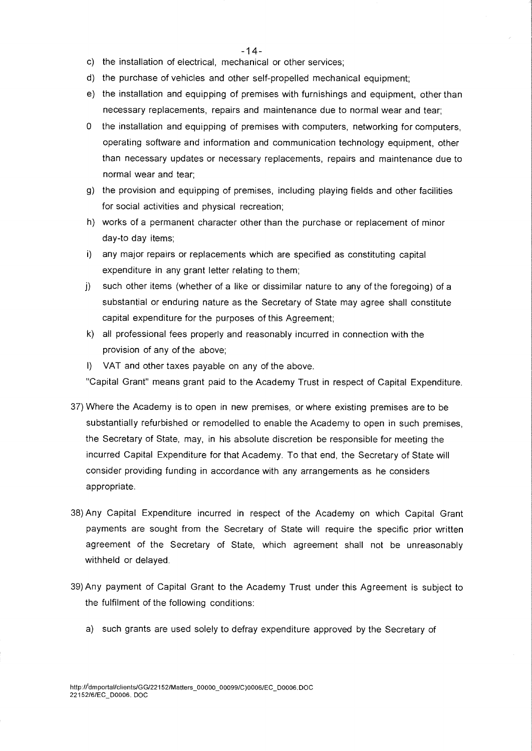c) the installation of electrical, mechanical or other services;

d) the purchase of vehicles and other self-propelled mechanical equipment;

e) the installation and equipping of premises with furnishings and equipment, other than necessary replacements, repairs and maintenance due to normal wear and tear;

f) the installation and equipping of premises with computers, networking for computers, operating software and information and communication technology equipment, other than necessary updates or necessary replacements, repairs and maintenance due to normal wear and tear;

g) the provision and equipping of premises, including playing fields and other facilities for social activities and physical recreation;

h) works of a permanent character other than the purchase or replacement of minor day-to day items;

i) any major repairs or replacements which are specified as constituting capital expenditure in any grant letter relating to them;

j) such other items (whether of a like or dissimilar nature to any of the foregoing) of a substantial or enduring nature as the Secretary of State may agree shall constitute capital expenditure for the purposes of this Agreement;

k) all professional fees properly and reasonably incurred in connection with the provision of any of the above;

l) VAT and other taxes payable on any of the above.

"Capital Grant" means grant paid to the Academy Trust in respect of Capital Expenditure.

37) Where the Academy is to open in new premises, or where existing premises are to be substantially refurbished or remodelled to enable the Academy to open in such premises, the Secretary of State, may, in his absolute discretion be responsible for meeting the incurred Capital Expenditure for that Academy. To that end, the Secretary of State will consider providing funding in accordance with any arrangements as he considers appropriate.

38) Any Capital Expenditure incurred in respect of the Academy on which Capital Grant payments are sought from the Secretary of State will require the specific prior written agreement of the Secretary of State, which agreement shall not be unreasonably withheld or delayed.

39) Any payment of Capital Grant to the Academy Trust under this Agreement is subject to the fulfilment of the following conditions:

a) such grants are used solely to defray expenditure approved by the Secretary of

http://dmportal/clients/GG/22152/Matters_00000_00099/C)0006/EC_D0006.DOC
22152/6/EC_D0006. DOC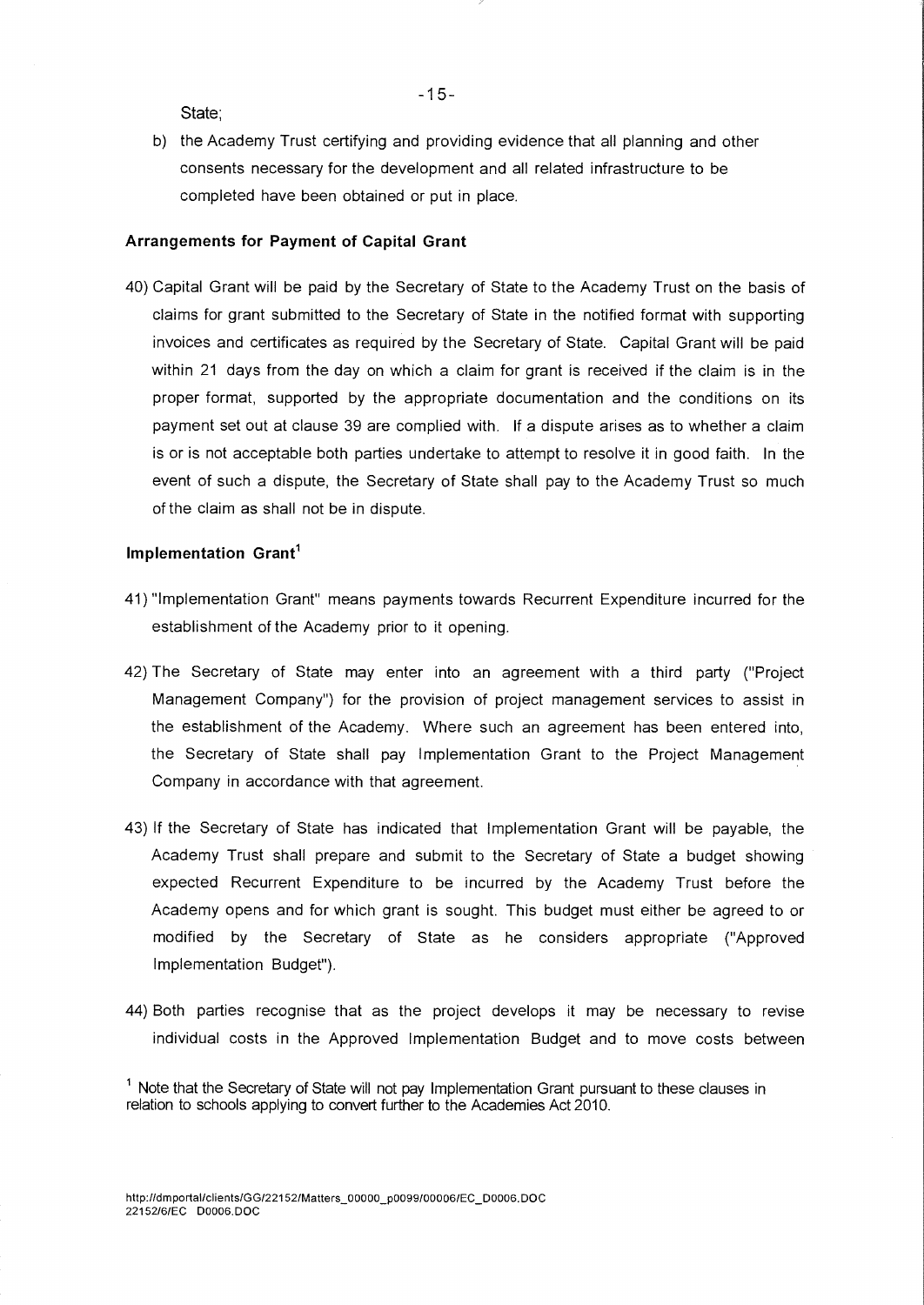State;

b) the Academy Trust certifying and providing evidence that all planning and other consents necessary for the development and all related infrastructure to be completed have been obtained or put in place.

**Arrangements for Payment of Capital Grant**

40) Capital Grant will be paid by the Secretary of State to the Academy Trust on the basis of claims for grant submitted to the Secretary of State in the notified format with supporting invoices and certificates as required by the Secretary of State. Capital Grant will be paid within 21 days from the day on which a claim for grant is received if the claim is in the proper format, supported by the appropriate documentation and the conditions on its payment set out at clause 39 are complied with. If a dispute arises as to whether a claim is or is not acceptable both parties undertake to attempt to resolve it in good faith. In the event of such a dispute, the Secretary of State shall pay to the Academy Trust so much of the claim as shall not be in dispute.

**Implementation Grant[1]**

41) "Implementation Grant" means payments towards Recurrent Expenditure incurred for the establishment of the Academy prior to it opening.

42) The Secretary of State may enter into an agreement with a third party ("Project Management Company") for the provision of project management services to assist in the establishment of the Academy. Where such an agreement has been entered into, the Secretary of State shall pay Implementation Grant to the Project Management Company in accordance with that agreement.

43) If the Secretary of State has indicated that Implementation Grant will be payable, the Academy Trust shall prepare and submit to the Secretary of State a budget showing expected Recurrent Expenditure to be incurred by the Academy Trust before the Academy opens and for which grant is sought. This budget must either be agreed to or modified by the Secretary of State as he considers appropriate ("Approved Implementation Budget").

44) Both parties recognise that as the project develops it may be necessary to revise individual costs in the Approved Implementation Budget and to move costs between

[1] Note that the Secretary of State will not pay Implementation Grant pursuant to these clauses in relation to schools applying to convert further to the Academies Act 2010.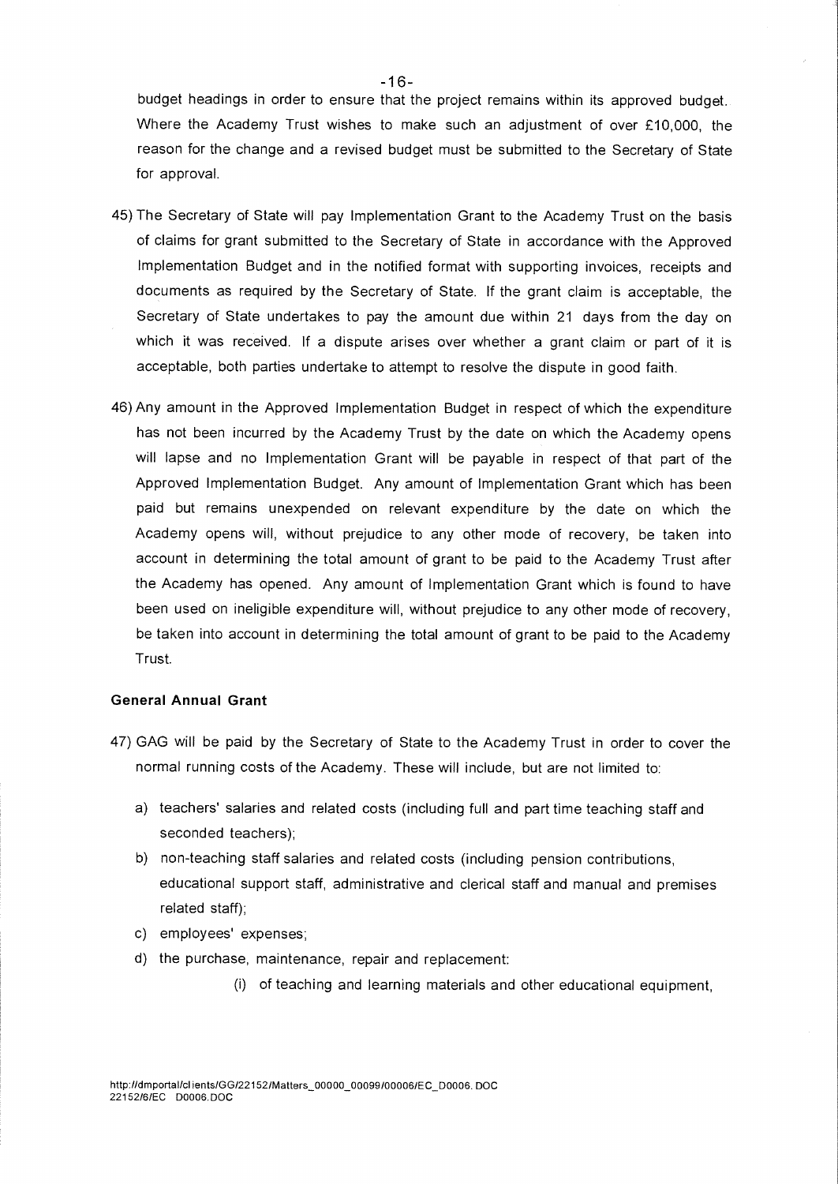budget headings in order to ensure that the project remains within its approved budget. Where the Academy Trust wishes to make such an adjustment of over £10,000, the reason for the change and a revised budget must be submitted to the Secretary of State for approval.

45) The Secretary of State will pay Implementation Grant to the Academy Trust on the basis of claims for grant submitted to the Secretary of State in accordance with the Approved Implementation Budget and in the notified format with supporting invoices, receipts and documents as required by the Secretary of State. If the grant claim is acceptable, the Secretary of State undertakes to pay the amount due within 21 days from the day on which it was received. If a dispute arises over whether a grant claim or part of it is acceptable, both parties undertake to attempt to resolve the dispute in good faith.

46) Any amount in the Approved Implementation Budget in respect of which the expenditure has not been incurred by the Academy Trust by the date on which the Academy opens will lapse and no Implementation Grant will be payable in respect of that part of the Approved Implementation Budget. Any amount of Implementation Grant which has been paid but remains unexpended on relevant expenditure by the date on which the Academy opens will, without prejudice to any other mode of recovery, be taken into account in determining the total amount of grant to be paid to the Academy Trust after the Academy has opened. Any amount of Implementation Grant which is found to have been used on ineligible expenditure will, without prejudice to any other mode of recovery, be taken into account in determining the total amount of grant to be paid to the Academy Trust.

### General Annual Grant

47) GAG will be paid by the Secretary of State to the Academy Trust in order to cover the normal running costs of the Academy. These will include, but are not limited to:

   a) teachers' salaries and related costs (including full and part time teaching staff and seconded teachers);
   b) non-teaching staff salaries and related costs (including pension contributions, educational support staff, administrative and clerical staff and manual and premises related staff);
   c) employees' expenses;
   d) the purchase, maintenance, repair and replacement:
      (i) of teaching and learning materials and other educational equipment,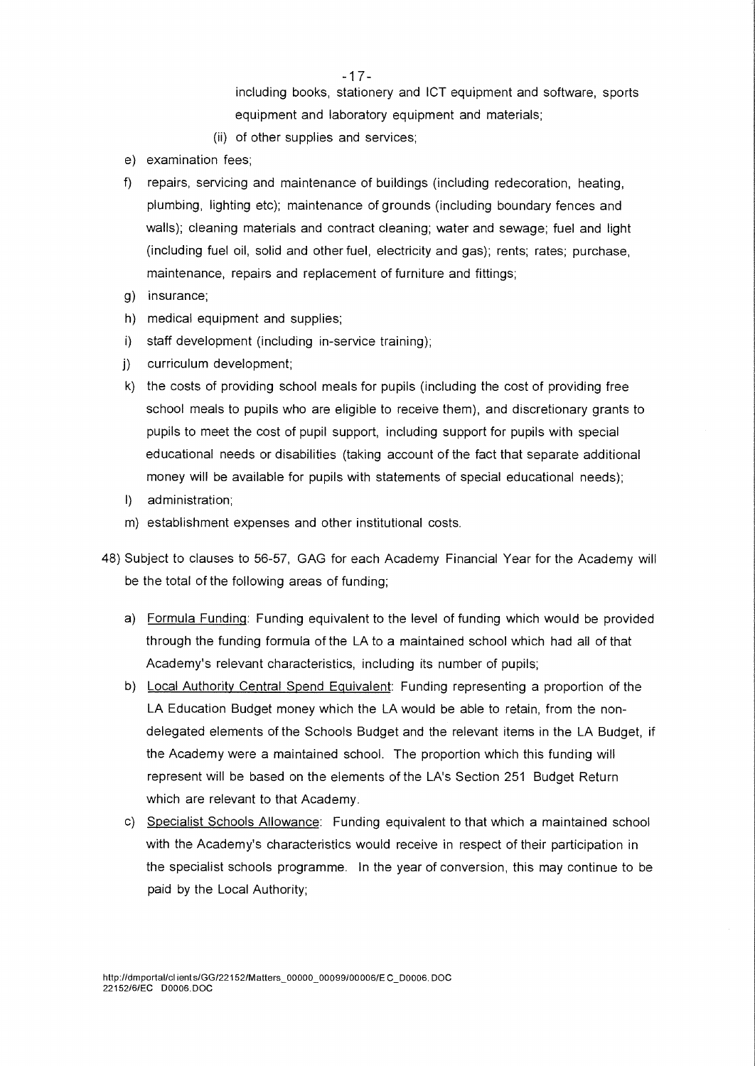including books, stationery and ICT equipment and software, sports equipment and laboratory equipment and materials;

(ii) of other supplies and services;

e) examination fees;

f) repairs, servicing and maintenance of buildings (including redecoration, heating, plumbing, lighting etc); maintenance of grounds (including boundary fences and walls); cleaning materials and contract cleaning; water and sewage; fuel and light (including fuel oil, solid and other fuel, electricity and gas); rents; rates; purchase, maintenance, repairs and replacement of furniture and fittings;

g) insurance;

h) medical equipment and supplies;

i) staff development (including in-service training);

j) curriculum development;

k) the costs of providing school meals for pupils (including the cost of providing free school meals to pupils who are eligible to receive them), and discretionary grants to pupils to meet the cost of pupil support, including support for pupils with special educational needs or disabilities (taking account of the fact that separate additional money will be available for pupils with statements of special educational needs);

l) administration;

m) establishment expenses and other institutional costs.

48) Subject to clauses to 56-57, GAG for each Academy Financial Year for the Academy will be the total of the following areas of funding;

a) Formula Funding: Funding equivalent to the level of funding which would be provided through the funding formula of the LA to a maintained school which had all of that Academy's relevant characteristics, including its number of pupils;

b) Local Authority Central Spend Equivalent: Funding representing a proportion of the LA Education Budget money which the LA would be able to retain, from the non-delegated elements of the Schools Budget and the relevant items in the LA Budget, if the Academy were a maintained school. The proportion which this funding will represent will be based on the elements of the LA's Section 251 Budget Return which are relevant to that Academy.

c) Specialist Schools Allowance: Funding equivalent to that which a maintained school with the Academy's characteristics would receive in respect of their participation in the specialist schools programme. In the year of conversion, this may continue to be paid by the Local Authority;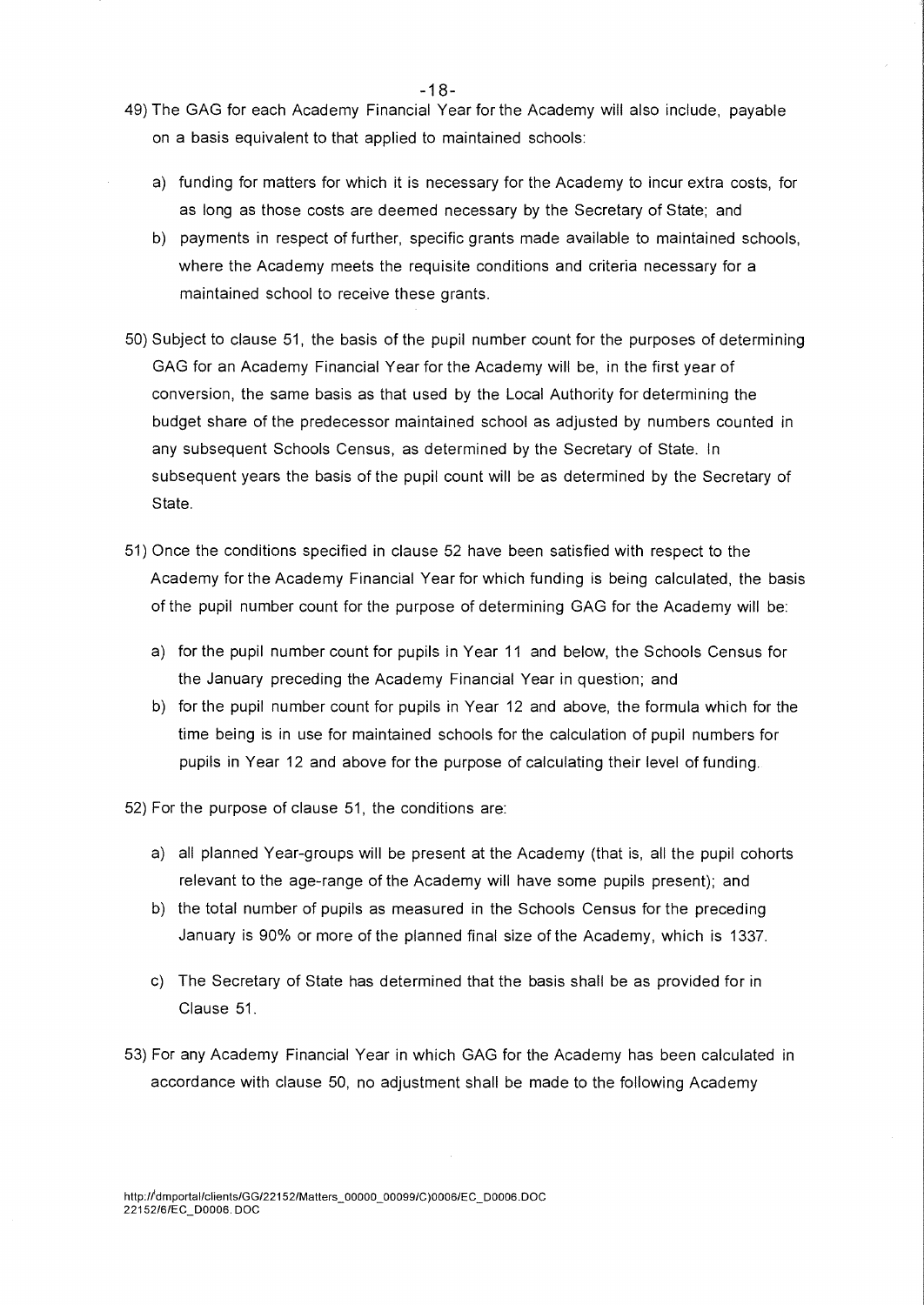49) The GAG for each Academy Financial Year for the Academy will also include, payable on a basis equivalent to that applied to maintained schools:

   a) funding for matters for which it is necessary for the Academy to incur extra costs, for as long as those costs are deemed necessary by the Secretary of State; and
   b) payments in respect of further, specific grants made available to maintained schools, where the Academy meets the requisite conditions and criteria necessary for a maintained school to receive these grants.

50) Subject to clause 51, the basis of the pupil number count for the purposes of determining GAG for an Academy Financial Year for the Academy will be, in the first year of conversion, the same basis as that used by the Local Authority for determining the budget share of the predecessor maintained school as adjusted by numbers counted in any subsequent Schools Census, as determined by the Secretary of State. In subsequent years the basis of the pupil count will be as determined by the Secretary of State.

51) Once the conditions specified in clause 52 have been satisfied with respect to the Academy for the Academy Financial Year for which funding is being calculated, the basis of the pupil number count for the purpose of determining GAG for the Academy will be:

   a) for the pupil number count for pupils in Year 11 and below, the Schools Census for the January preceding the Academy Financial Year in question; and
   b) for the pupil number count for pupils in Year 12 and above, the formula which for the time being is in use for maintained schools for the calculation of pupil numbers for pupils in Year 12 and above for the purpose of calculating their level of funding.

52) For the purpose of clause 51, the conditions are:

   a) all planned Year-groups will be present at the Academy (that is, all the pupil cohorts relevant to the age-range of the Academy will have some pupils present); and
   b) the total number of pupils as measured in the Schools Census for the preceding January is 90% or more of the planned final size of the Academy, which is 1337.
   c) The Secretary of State has determined that the basis shall be as provided for in Clause 51.

53) For any Academy Financial Year in which GAG for the Academy has been calculated in accordance with clause 50, no adjustment shall be made to the following Academy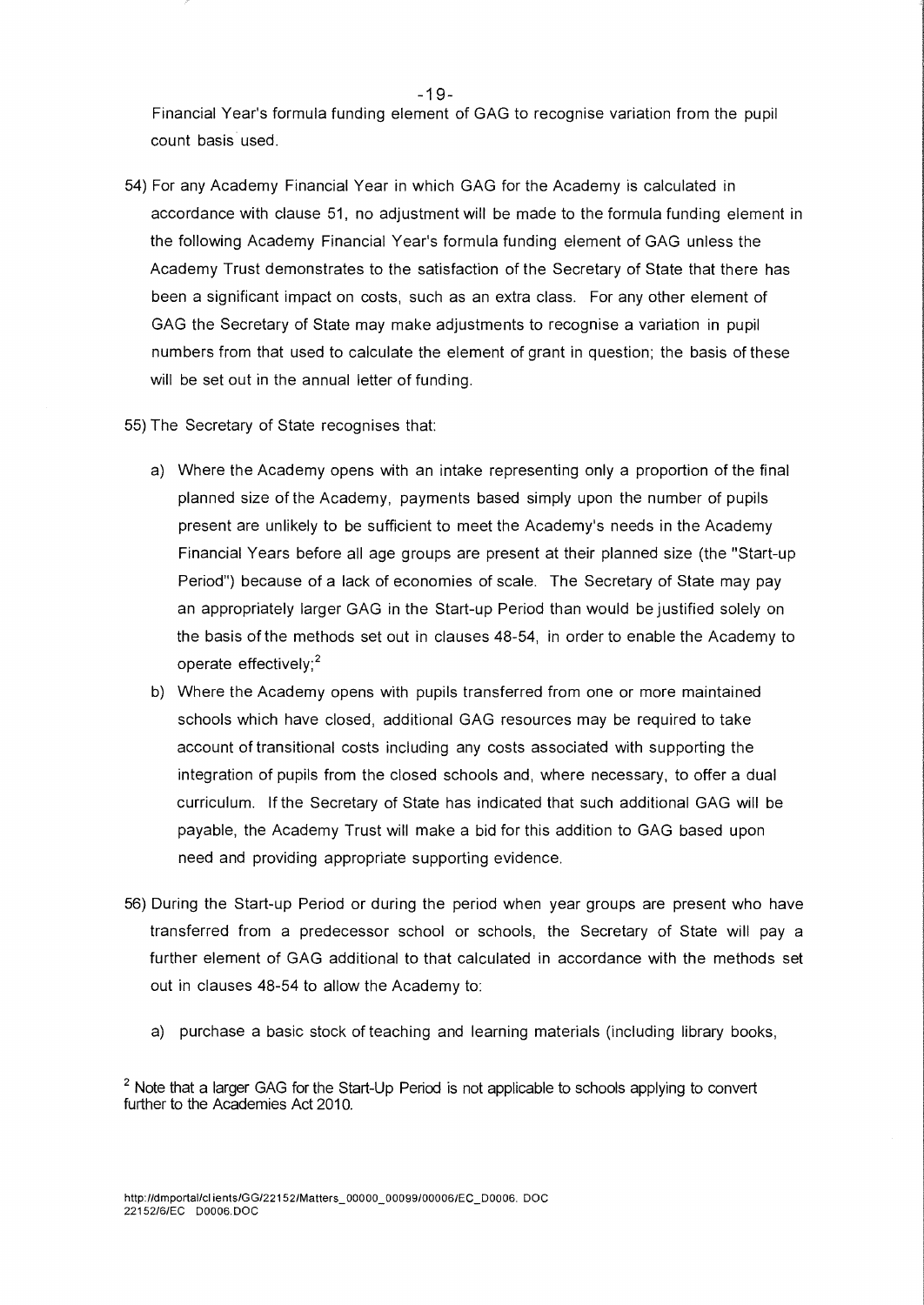Financial Year's formula funding element of GAG to recognise variation from the pupil count basis used.

54) For any Academy Financial Year in which GAG for the Academy is calculated in accordance with clause 51, no adjustment will be made to the formula funding element in the following Academy Financial Year's formula funding element of GAG unless the Academy Trust demonstrates to the satisfaction of the Secretary of State that there has been a significant impact on costs, such as an extra class. For any other element of GAG the Secretary of State may make adjustments to recognise a variation in pupil numbers from that used to calculate the element of grant in question; the basis of these will be set out in the annual letter of funding.

55) The Secretary of State recognises that:

a) Where the Academy opens with an intake representing only a proportion of the final planned size of the Academy, payments based simply upon the number of pupils present are unlikely to be sufficient to meet the Academy's needs in the Academy Financial Years before all age groups are present at their planned size (the "Start-up Period") because of a lack of economies of scale. The Secretary of State may pay an appropriately larger GAG in the Start-up Period than would be justified solely on the basis of the methods set out in clauses 48-54, in order to enable the Academy to operate effectively;[2]

b) Where the Academy opens with pupils transferred from one or more maintained schools which have closed, additional GAG resources may be required to take account of transitional costs including any costs associated with supporting the integration of pupils from the closed schools and, where necessary, to offer a dual curriculum. If the Secretary of State has indicated that such additional GAG will be payable, the Academy Trust will make a bid for this addition to GAG based upon need and providing appropriate supporting evidence.

56) During the Start-up Period or during the period when year groups are present who have transferred from a predecessor school or schools, the Secretary of State will pay a further element of GAG additional to that calculated in accordance with the methods set out in clauses 48-54 to allow the Academy to:

a) purchase a basic stock of teaching and learning materials (including library books,

[2] Note that a larger GAG for the Start-Up Period is not applicable to schools applying to convert further to the Academies Act 2010.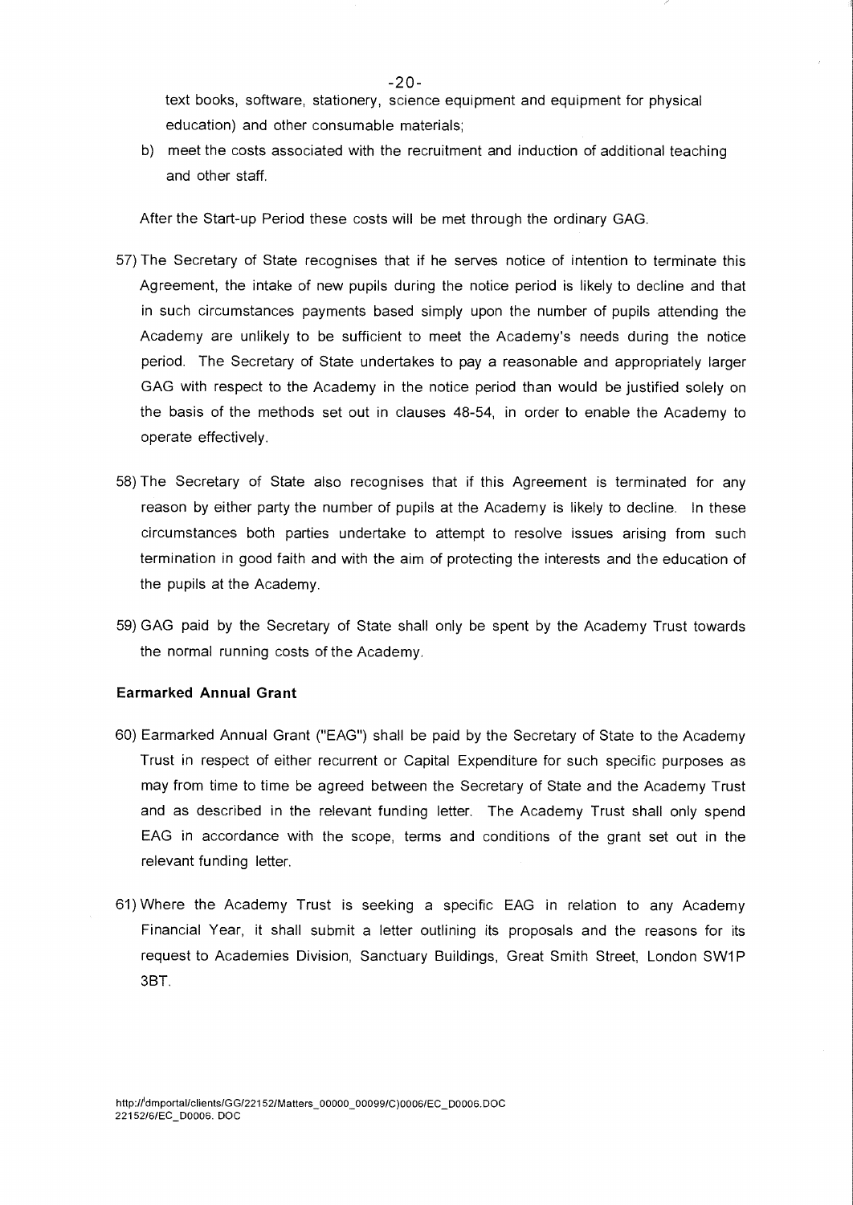text books, software, stationery, science equipment and equipment for physical education) and other consumable materials;

b) meet the costs associated with the recruitment and induction of additional teaching and other staff.

After the Start-up Period these costs will be met through the ordinary GAG.

57) The Secretary of State recognises that if he serves notice of intention to terminate this Agreement, the intake of new pupils during the notice period is likely to decline and that in such circumstances payments based simply upon the number of pupils attending the Academy are unlikely to be sufficient to meet the Academy's needs during the notice period. The Secretary of State undertakes to pay a reasonable and appropriately larger GAG with respect to the Academy in the notice period than would be justified solely on the basis of the methods set out in clauses 48-54, in order to enable the Academy to operate effectively.

58) The Secretary of State also recognises that if this Agreement is terminated for any reason by either party the number of pupils at the Academy is likely to decline. In these circumstances both parties undertake to attempt to resolve issues arising from such termination in good faith and with the aim of protecting the interests and the education of the pupils at the Academy.

59) GAG paid by the Secretary of State shall only be spent by the Academy Trust towards the normal running costs of the Academy.

**Earmarked Annual Grant**

60) Earmarked Annual Grant ("EAG") shall be paid by the Secretary of State to the Academy Trust in respect of either recurrent or Capital Expenditure for such specific purposes as may from time to time be agreed between the Secretary of State and the Academy Trust and as described in the relevant funding letter. The Academy Trust shall only spend EAG in accordance with the scope, terms and conditions of the grant set out in the relevant funding letter.

61) Where the Academy Trust is seeking a specific EAG in relation to any Academy Financial Year, it shall submit a letter outlining its proposals and the reasons for its request to Academies Division, Sanctuary Buildings, Great Smith Street, London SW1P 3BT.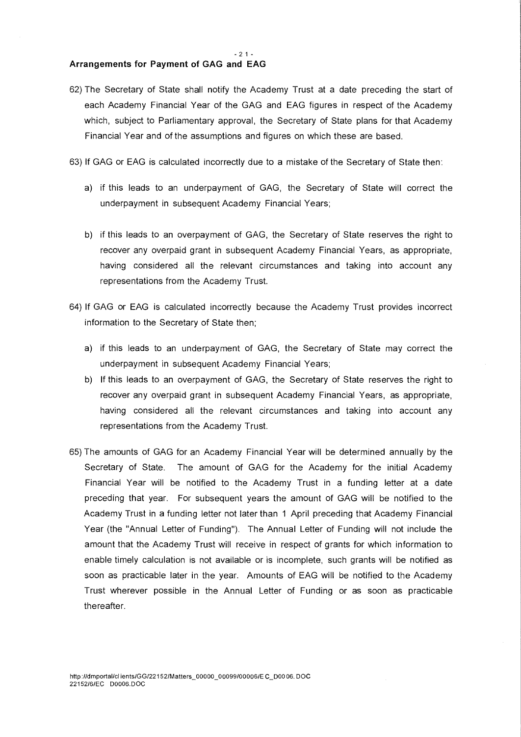## Arrangements for Payment of GAG and EAG

62) The Secretary of State shall notify the Academy Trust at a date preceding the start of each Academy Financial Year of the GAG and EAG figures in respect of the Academy which, subject to Parliamentary approval, the Secretary of State plans for that Academy Financial Year and of the assumptions and figures on which these are based.

63) If GAG or EAG is calculated incorrectly due to a mistake of the Secretary of State then:

   a) if this leads to an underpayment of GAG, the Secretary of State will correct the underpayment in subsequent Academy Financial Years;

   b) if this leads to an overpayment of GAG, the Secretary of State reserves the right to recover any overpaid grant in subsequent Academy Financial Years, as appropriate, having considered all the relevant circumstances and taking into account any representations from the Academy Trust.

64) If GAG or EAG is calculated incorrectly because the Academy Trust provides incorrect information to the Secretary of State then;

   a) if this leads to an underpayment of GAG, the Secretary of State may correct the underpayment in subsequent Academy Financial Years;

   b) If this leads to an overpayment of GAG, the Secretary of State reserves the right to recover any overpaid grant in subsequent Academy Financial Years, as appropriate, having considered all the relevant circumstances and taking into account any representations from the Academy Trust.

65) The amounts of GAG for an Academy Financial Year will be determined annually by the Secretary of State. The amount of GAG for the Academy for the initial Academy Financial Year will be notified to the Academy Trust in a funding letter at a date preceding that year. For subsequent years the amount of GAG will be notified to the Academy Trust in a funding letter not later than 1 April preceding that Academy Financial Year (the "Annual Letter of Funding"). The Annual Letter of Funding will not include the amount that the Academy Trust will receive in respect of grants for which information to enable timely calculation is not available or is incomplete, such grants will be notified as soon as practicable later in the year. Amounts of EAG will be notified to the Academy Trust wherever possible in the Annual Letter of Funding or as soon as practicable thereafter.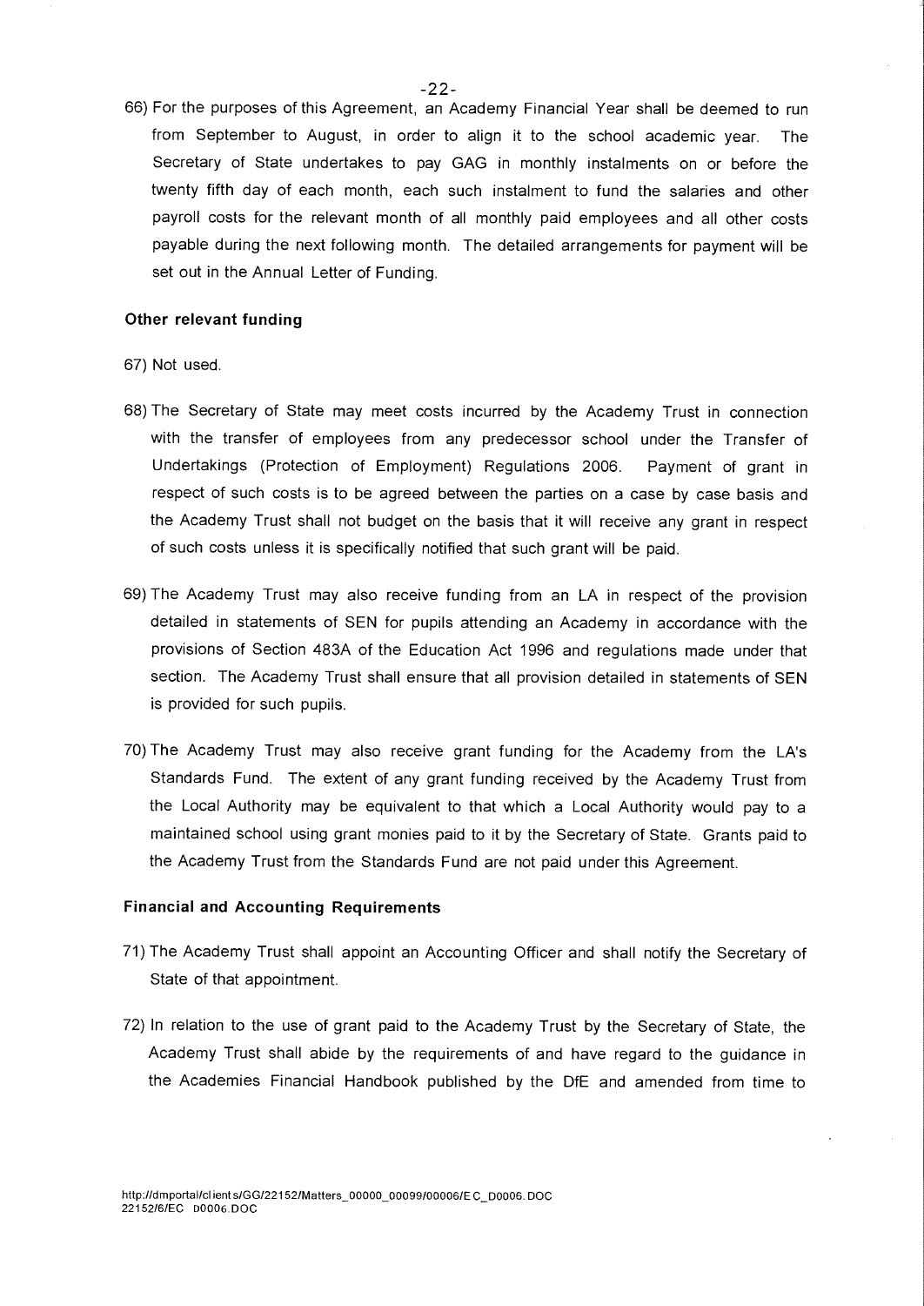66) For the purposes of this Agreement, an Academy Financial Year shall be deemed to run from September to August, in order to align it to the school academic year. The Secretary of State undertakes to pay GAG in monthly instalments on or before the twenty fifth day of each month, each such instalment to fund the salaries and other payroll costs for the relevant month of all monthly paid employees and all other costs payable during the next following month. The detailed arrangements for payment will be set out in the Annual Letter of Funding.

**Other relevant funding**

67) Not used.

68) The Secretary of State may meet costs incurred by the Academy Trust in connection with the transfer of employees from any predecessor school under the Transfer of Undertakings (Protection of Employment) Regulations 2006. Payment of grant in respect of such costs is to be agreed between the parties on a case by case basis and the Academy Trust shall not budget on the basis that it will receive any grant in respect of such costs unless it is specifically notified that such grant will be paid.

69) The Academy Trust may also receive funding from an LA in respect of the provision detailed in statements of SEN for pupils attending an Academy in accordance with the provisions of Section 483A of the Education Act 1996 and regulations made under that section. The Academy Trust shall ensure that all provision detailed in statements of SEN is provided for such pupils.

70) The Academy Trust may also receive grant funding for the Academy from the LA's Standards Fund. The extent of any grant funding received by the Academy Trust from the Local Authority may be equivalent to that which a Local Authority would pay to a maintained school using grant monies paid to it by the Secretary of State. Grants paid to the Academy Trust from the Standards Fund are not paid under this Agreement.

**Financial and Accounting Requirements**

71) The Academy Trust shall appoint an Accounting Officer and shall notify the Secretary of State of that appointment.

72) In relation to the use of grant paid to the Academy Trust by the Secretary of State, the Academy Trust shall abide by the requirements of and have regard to the guidance in the Academies Financial Handbook published by the DfE and amended from time to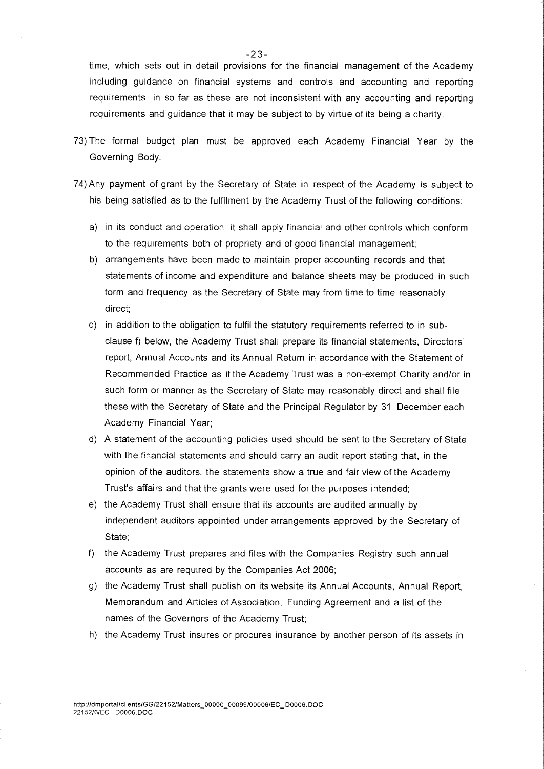time, which sets out in detail provisions for the financial management of the Academy including guidance on financial systems and controls and accounting and reporting requirements, in so far as these are not inconsistent with any accounting and reporting requirements and guidance that it may be subject to by virtue of its being a charity.

73) The formal budget plan must be approved each Academy Financial Year by the Governing Body.

74) Any payment of grant by the Secretary of State in respect of the Academy is subject to his being satisfied as to the fulfilment by the Academy Trust of the following conditions:

   a) in its conduct and operation it shall apply financial and other controls which conform to the requirements both of propriety and of good financial management;

   b) arrangements have been made to maintain proper accounting records and that statements of income and expenditure and balance sheets may be produced in such form and frequency as the Secretary of State may from time to time reasonably direct;

   c) in addition to the obligation to fulfil the statutory requirements referred to in sub-clause f) below, the Academy Trust shall prepare its financial statements, Directors' report, Annual Accounts and its Annual Return in accordance with the Statement of Recommended Practice as if the Academy Trust was a non-exempt Charity and/or in such form or manner as the Secretary of State may reasonably direct and shall file these with the Secretary of State and the Principal Regulator by 31 December each Academy Financial Year;

   d) A statement of the accounting policies used should be sent to the Secretary of State with the financial statements and should carry an audit report stating that, in the opinion of the auditors, the statements show a true and fair view of the Academy Trust's affairs and that the grants were used for the purposes intended;

   e) the Academy Trust shall ensure that its accounts are audited annually by independent auditors appointed under arrangements approved by the Secretary of State;

   f) the Academy Trust prepares and files with the Companies Registry such annual accounts as are required by the Companies Act 2006;

   g) the Academy Trust shall publish on its website its Annual Accounts, Annual Report, Memorandum and Articles of Association, Funding Agreement and a list of the names of the Governors of the Academy Trust;

   h) the Academy Trust insures or procures insurance by another person of its assets in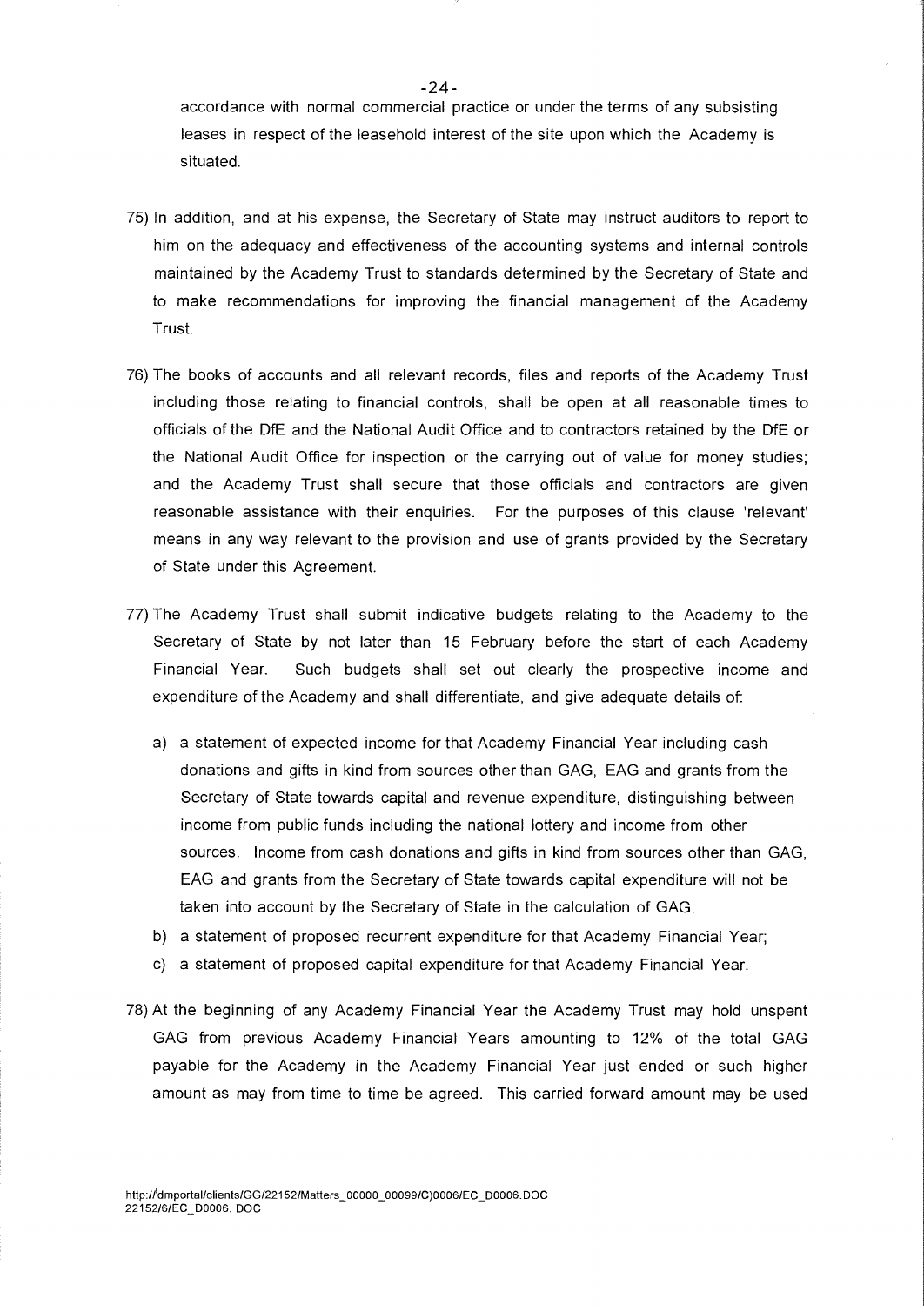accordance with normal commercial practice or under the terms of any subsisting leases in respect of the leasehold interest of the site upon which the Academy is situated.

75) In addition, and at his expense, the Secretary of State may instruct auditors to report to him on the adequacy and effectiveness of the accounting systems and internal controls maintained by the Academy Trust to standards determined by the Secretary of State and to make recommendations for improving the financial management of the Academy Trust.

76) The books of accounts and all relevant records, files and reports of the Academy Trust including those relating to financial controls, shall be open at all reasonable times to officials of the DfE and the National Audit Office and to contractors retained by the DfE or the National Audit Office for inspection or the carrying out of value for money studies; and the Academy Trust shall secure that those officials and contractors are given reasonable assistance with their enquiries. For the purposes of this clause 'relevant' means in any way relevant to the provision and use of grants provided by the Secretary of State under this Agreement.

77) The Academy Trust shall submit indicative budgets relating to the Academy to the Secretary of State by not later than 15 February before the start of each Academy Financial Year. Such budgets shall set out clearly the prospective income and expenditure of the Academy and shall differentiate, and give adequate details of:

   a) a statement of expected income for that Academy Financial Year including cash donations and gifts in kind from sources other than GAG, EAG and grants from the Secretary of State towards capital and revenue expenditure, distinguishing between income from public funds including the national lottery and income from other sources. Income from cash donations and gifts in kind from sources other than GAG, EAG and grants from the Secretary of State towards capital expenditure will not be taken into account by the Secretary of State in the calculation of GAG;
   b) a statement of proposed recurrent expenditure for that Academy Financial Year;
   c) a statement of proposed capital expenditure for that Academy Financial Year.

78) At the beginning of any Academy Financial Year the Academy Trust may hold unspent GAG from previous Academy Financial Years amounting to 12% of the total GAG payable for the Academy in the Academy Financial Year just ended or such higher amount as may from time to time be agreed. This carried forward amount may be used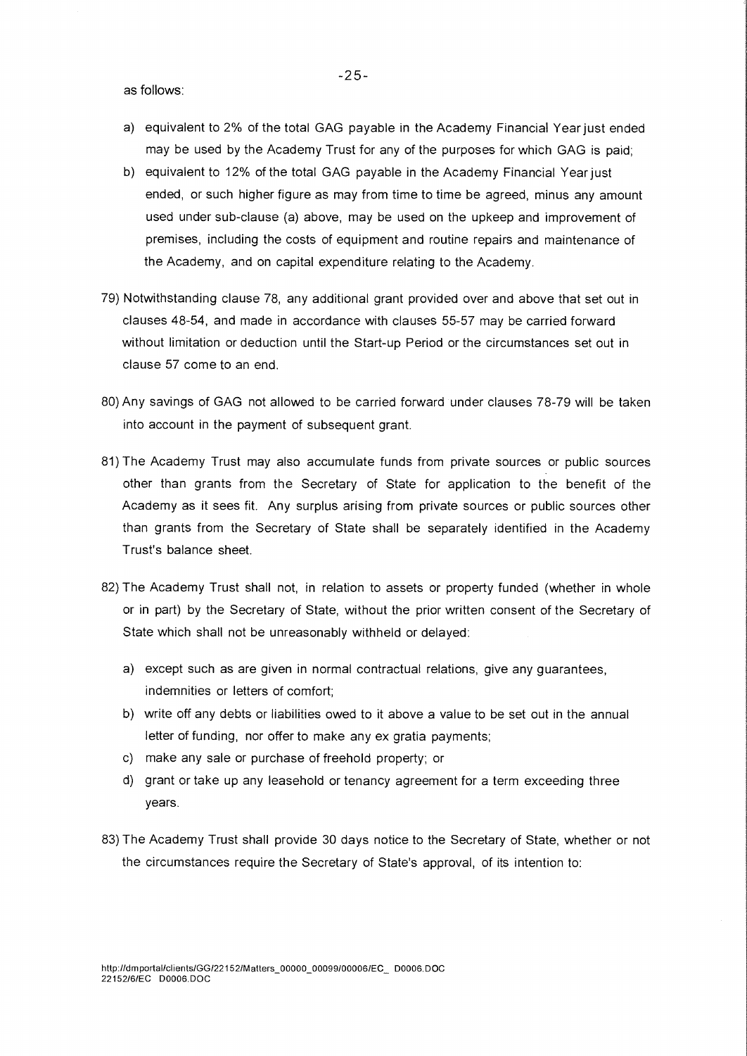as follows:

a) equivalent to 2% of the total GAG payable in the Academy Financial Year just ended may be used by the Academy Trust for any of the purposes for which GAG is paid;
b) equivalent to 12% of the total GAG payable in the Academy Financial Year just ended, or such higher figure as may from time to time be agreed, minus any amount used under sub-clause (a) above, may be used on the upkeep and improvement of premises, including the costs of equipment and routine repairs and maintenance of the Academy, and on capital expenditure relating to the Academy.

79) Notwithstanding clause 78, any additional grant provided over and above that set out in clauses 48-54, and made in accordance with clauses 55-57 may be carried forward without limitation or deduction until the Start-up Period or the circumstances set out in clause 57 come to an end.

80) Any savings of GAG not allowed to be carried forward under clauses 78-79 will be taken into account in the payment of subsequent grant.

81) The Academy Trust may also accumulate funds from private sources or public sources other than grants from the Secretary of State for application to the benefit of the Academy as it sees fit. Any surplus arising from private sources or public sources other than grants from the Secretary of State shall be separately identified in the Academy Trust's balance sheet.

82) The Academy Trust shall not, in relation to assets or property funded (whether in whole or in part) by the Secretary of State, without the prior written consent of the Secretary of State which shall not be unreasonably withheld or delayed:

a) except such as are given in normal contractual relations, give any guarantees, indemnities or letters of comfort;
b) write off any debts or liabilities owed to it above a value to be set out in the annual letter of funding, nor offer to make any ex gratia payments;
c) make any sale or purchase of freehold property; or
d) grant or take up any leasehold or tenancy agreement for a term exceeding three years.

83) The Academy Trust shall provide 30 days notice to the Secretary of State, whether or not the circumstances require the Secretary of State's approval, of its intention to: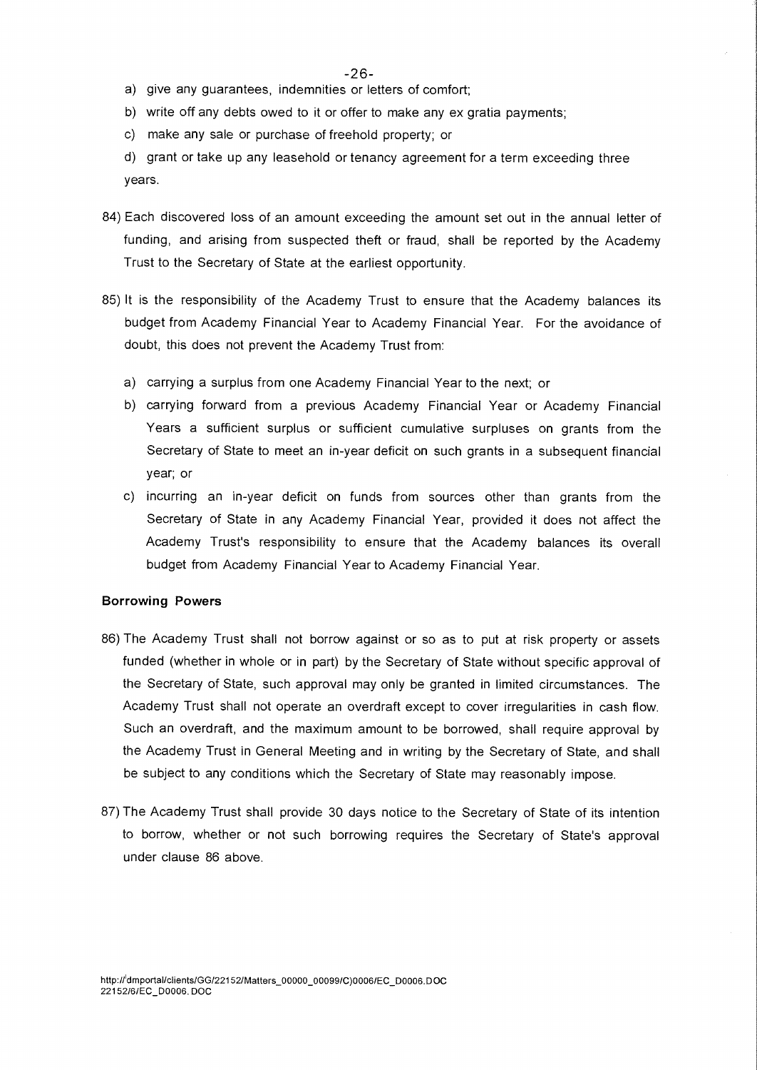a) give any guarantees, indemnities or letters of comfort;

b) write off any debts owed to it or offer to make any ex gratia payments;

c) make any sale or purchase of freehold property; or

d) grant or take up any leasehold or tenancy agreement for a term exceeding three years.

84) Each discovered loss of an amount exceeding the amount set out in the annual letter of funding, and arising from suspected theft or fraud, shall be reported by the Academy Trust to the Secretary of State at the earliest opportunity.

85) It is the responsibility of the Academy Trust to ensure that the Academy balances its budget from Academy Financial Year to Academy Financial Year. For the avoidance of doubt, this does not prevent the Academy Trust from:

a) carrying a surplus from one Academy Financial Year to the next; or

b) carrying forward from a previous Academy Financial Year or Academy Financial Years a sufficient surplus or sufficient cumulative surpluses on grants from the Secretary of State to meet an in-year deficit on such grants in a subsequent financial year; or

c) incurring an in-year deficit on funds from sources other than grants from the Secretary of State in any Academy Financial Year, provided it does not affect the Academy Trust's responsibility to ensure that the Academy balances its overall budget from Academy Financial Year to Academy Financial Year.

**Borrowing Powers**

86) The Academy Trust shall not borrow against or so as to put at risk property or assets funded (whether in whole or in part) by the Secretary of State without specific approval of the Secretary of State, such approval may only be granted in limited circumstances. The Academy Trust shall not operate an overdraft except to cover irregularities in cash flow. Such an overdraft, and the maximum amount to be borrowed, shall require approval by the Academy Trust in General Meeting and in writing by the Secretary of State, and shall be subject to any conditions which the Secretary of State may reasonably impose.

87) The Academy Trust shall provide 30 days notice to the Secretary of State of its intention to borrow, whether or not such borrowing requires the Secretary of State's approval under clause 86 above.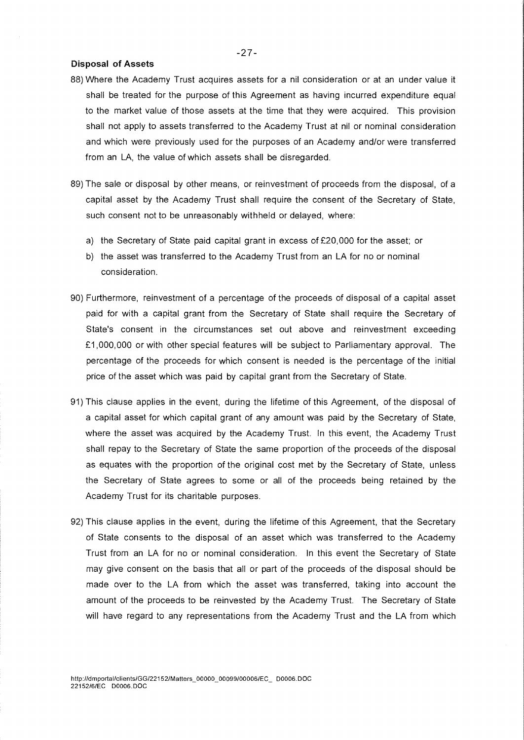**Disposal of Assets**

88) Where the Academy Trust acquires assets for a nil consideration or at an under value it shall be treated for the purpose of this Agreement as having incurred expenditure equal to the market value of those assets at the time that they were acquired. This provision shall not apply to assets transferred to the Academy Trust at nil or nominal consideration and which were previously used for the purposes of an Academy and/or were transferred from an LA, the value of which assets shall be disregarded.

89) The sale or disposal by other means, or reinvestment of proceeds from the disposal, of a capital asset by the Academy Trust shall require the consent of the Secretary of State, such consent not to be unreasonably withheld or delayed, where:

   a) the Secretary of State paid capital grant in excess of £20,000 for the asset; or
   b) the asset was transferred to the Academy Trust from an LA for no or nominal consideration.

90) Furthermore, reinvestment of a percentage of the proceeds of disposal of a capital asset paid for with a capital grant from the Secretary of State shall require the Secretary of State's consent in the circumstances set out above and reinvestment exceeding £1,000,000 or with other special features will be subject to Parliamentary approval. The percentage of the proceeds for which consent is needed is the percentage of the initial price of the asset which was paid by capital grant from the Secretary of State.

91) This clause applies in the event, during the lifetime of this Agreement, of the disposal of a capital asset for which capital grant of any amount was paid by the Secretary of State, where the asset was acquired by the Academy Trust. In this event, the Academy Trust shall repay to the Secretary of State the same proportion of the proceeds of the disposal as equates with the proportion of the original cost met by the Secretary of State, unless the Secretary of State agrees to some or all of the proceeds being retained by the Academy Trust for its charitable purposes.

92) This clause applies in the event, during the lifetime of this Agreement, that the Secretary of State consents to the disposal of an asset which was transferred to the Academy Trust from an LA for no or nominal consideration. In this event the Secretary of State may give consent on the basis that all or part of the proceeds of the disposal should be made over to the LA from which the asset was transferred, taking into account the amount of the proceeds to be reinvested by the Academy Trust. The Secretary of State will have regard to any representations from the Academy Trust and the LA from which

http://dmportal/clients/GG/22152/Matters_00000_00099/00006/EC_ D0006.DOC
22152/6/EC D0006.DOC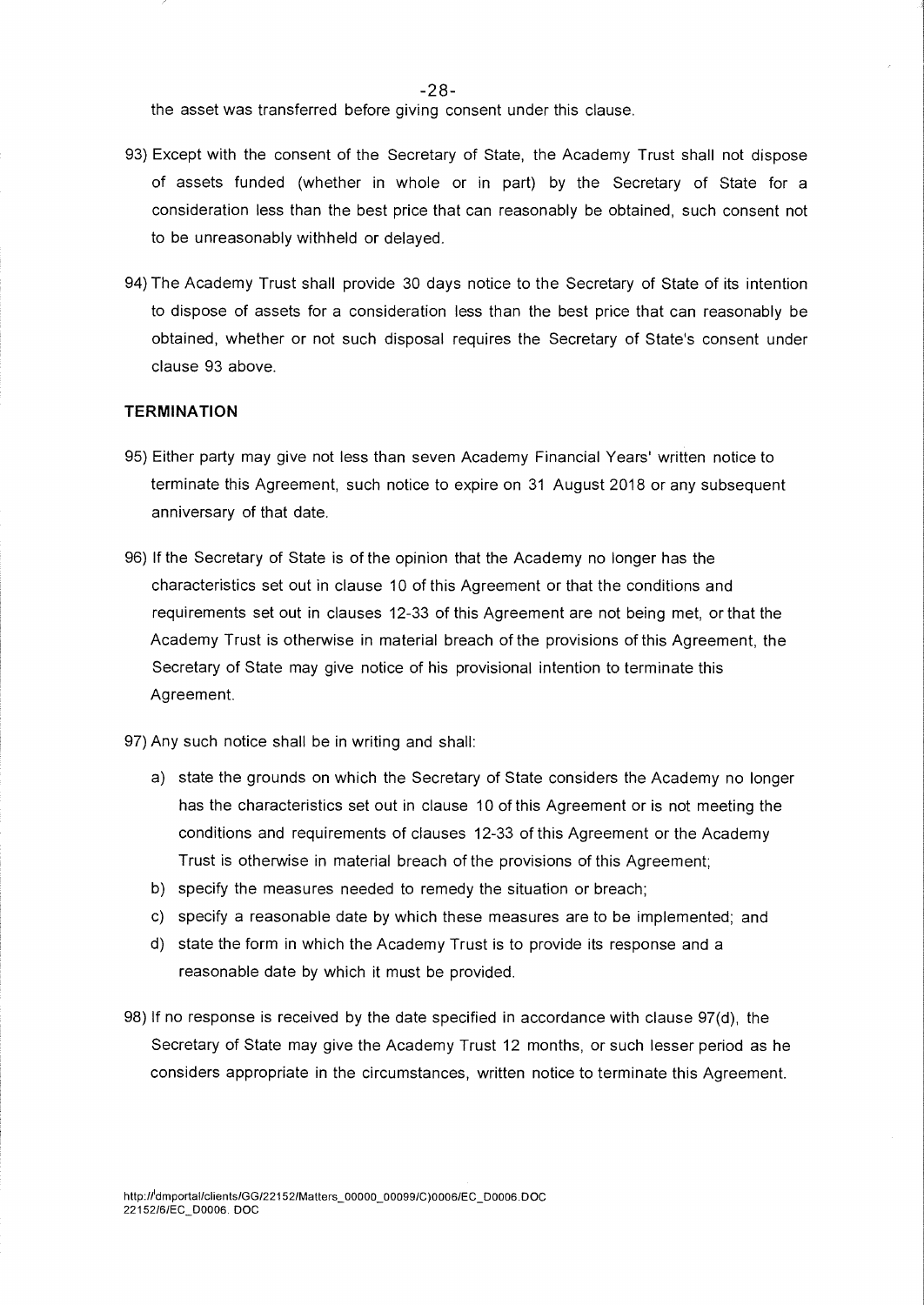the asset was transferred before giving consent under this clause.

93) Except with the consent of the Secretary of State, the Academy Trust shall not dispose of assets funded (whether in whole or in part) by the Secretary of State for a consideration less than the best price that can reasonably be obtained, such consent not to be unreasonably withheld or delayed.

94) The Academy Trust shall provide 30 days notice to the Secretary of State of its intention to dispose of assets for a consideration less than the best price that can reasonably be obtained, whether or not such disposal requires the Secretary of State's consent under clause 93 above.

**TERMINATION**

95) Either party may give not less than seven Academy Financial Years' written notice to terminate this Agreement, such notice to expire on 31 August 2018 or any subsequent anniversary of that date.

96) If the Secretary of State is of the opinion that the Academy no longer has the characteristics set out in clause 10 of this Agreement or that the conditions and requirements set out in clauses 12-33 of this Agreement are not being met, or that the Academy Trust is otherwise in material breach of the provisions of this Agreement, the Secretary of State may give notice of his provisional intention to terminate this Agreement.

97) Any such notice shall be in writing and shall:

   a) state the grounds on which the Secretary of State considers the Academy no longer has the characteristics set out in clause 10 of this Agreement or is not meeting the conditions and requirements of clauses 12-33 of this Agreement or the Academy Trust is otherwise in material breach of the provisions of this Agreement;
   b) specify the measures needed to remedy the situation or breach;
   c) specify a reasonable date by which these measures are to be implemented; and
   d) state the form in which the Academy Trust is to provide its response and a reasonable date by which it must be provided.

98) If no response is received by the date specified in accordance with clause 97(d), the Secretary of State may give the Academy Trust 12 months, or such lesser period as he considers appropriate in the circumstances, written notice to terminate this Agreement.

http://dmportal/clients/GG/22152/Matters_00000_00099/C)0006/EC_D0006.DOC
22152/6/EC_D0006. DOC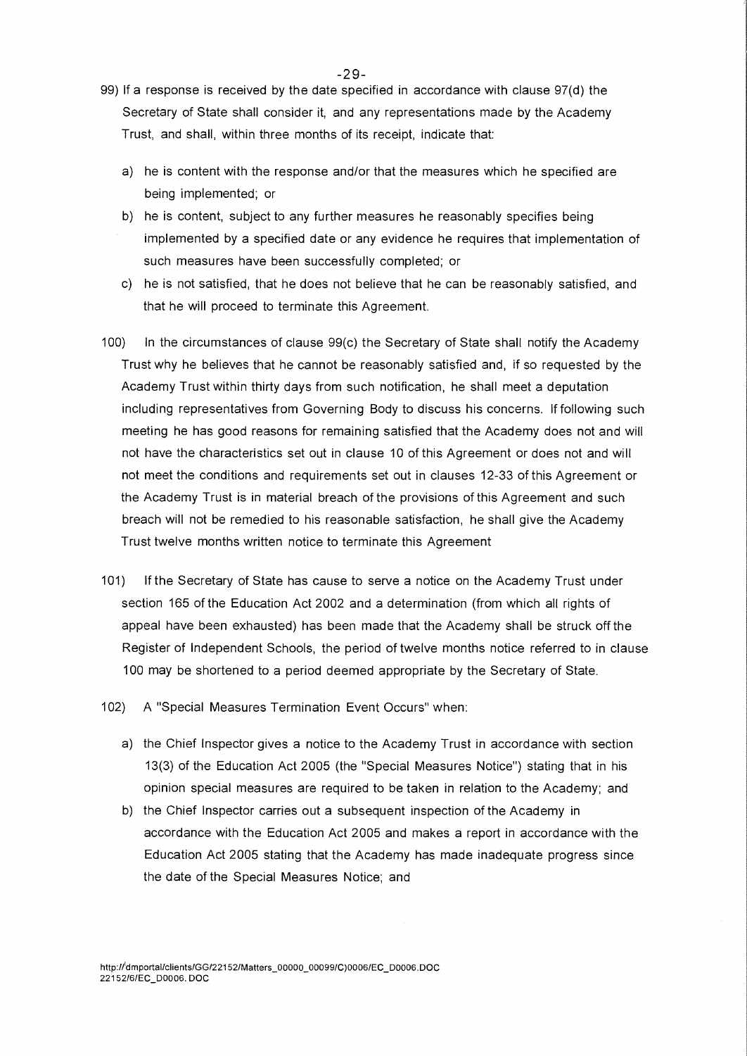99) If a response is received by the date specified in accordance with clause 97(d) the Secretary of State shall consider it, and any representations made by the Academy Trust, and shall, within three months of its receipt, indicate that:

   a) he is content with the response and/or that the measures which he specified are being implemented; or
   b) he is content, subject to any further measures he reasonably specifies being implemented by a specified date or any evidence he requires that implementation of such measures have been successfully completed; or
   c) he is not satisfied, that he does not believe that he can be reasonably satisfied, and that he will proceed to terminate this Agreement.

100) In the circumstances of clause 99(c) the Secretary of State shall notify the Academy Trust why he believes that he cannot be reasonably satisfied and, if so requested by the Academy Trust within thirty days from such notification, he shall meet a deputation including representatives from Governing Body to discuss his concerns. If following such meeting he has good reasons for remaining satisfied that the Academy does not and will not have the characteristics set out in clause 10 of this Agreement or does not and will not meet the conditions and requirements set out in clauses 12-33 of this Agreement or the Academy Trust is in material breach of the provisions of this Agreement and such breach will not be remedied to his reasonable satisfaction, he shall give the Academy Trust twelve months written notice to terminate this Agreement

101) If the Secretary of State has cause to serve a notice on the Academy Trust under section 165 of the Education Act 2002 and a determination (from which all rights of appeal have been exhausted) has been made that the Academy shall be struck off the Register of Independent Schools, the period of twelve months notice referred to in clause 100 may be shortened to a period deemed appropriate by the Secretary of State.

102) A "Special Measures Termination Event Occurs" when:

   a) the Chief Inspector gives a notice to the Academy Trust in accordance with section 13(3) of the Education Act 2005 (the "Special Measures Notice") stating that in his opinion special measures are required to be taken in relation to the Academy; and
   b) the Chief Inspector carries out a subsequent inspection of the Academy in accordance with the Education Act 2005 and makes a report in accordance with the Education Act 2005 stating that the Academy has made inadequate progress since the date of the Special Measures Notice; and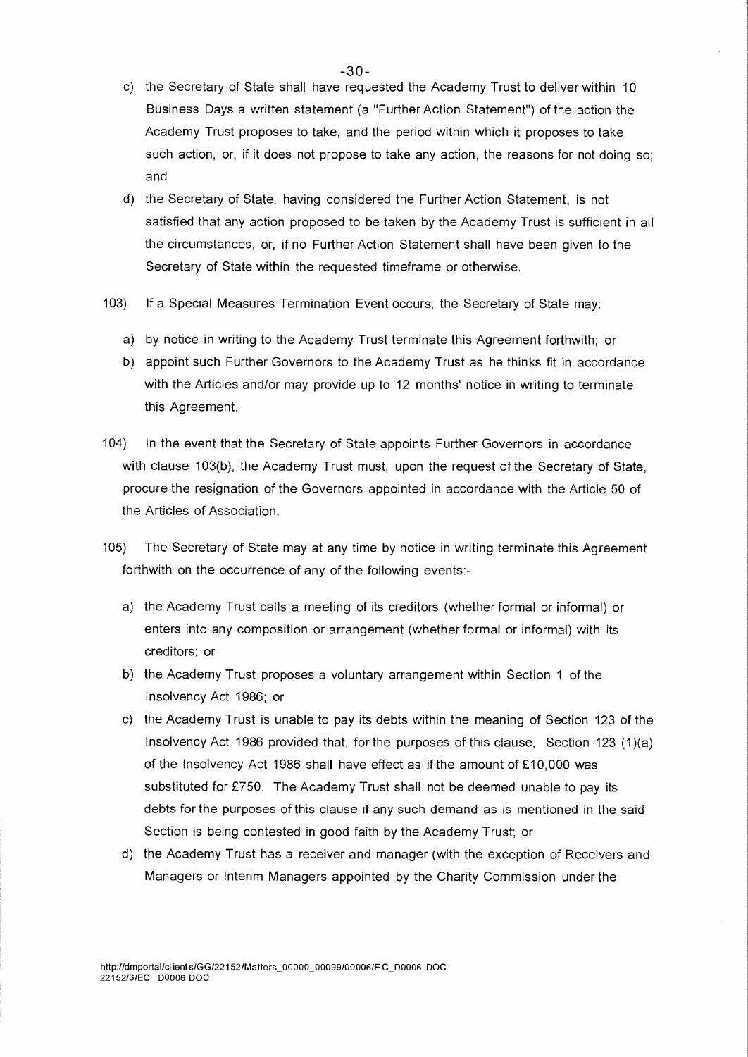c) the Secretary of State shall have requested the Academy Trust to deliver within 10 Business Days a written statement (a "Further Action Statement") of the action the Academy Trust proposes to take, and the period within which it proposes to take such action, or, if it does not propose to take any action, the reasons for not doing so; and

d) the Secretary of State, having considered the Further Action Statement, is not satisfied that any action proposed to be taken by the Academy Trust is sufficient in all the circumstances, or, if no Further Action Statement shall have been given to the Secretary of State within the requested timeframe or otherwise.

103) If a Special Measures Termination Event occurs, the Secretary of State may:

a) by notice in writing to the Academy Trust terminate this Agreement forthwith; or

b) appoint such Further Governors to the Academy Trust as he thinks fit in accordance with the Articles and/or may provide up to 12 months' notice in writing to terminate this Agreement.

104) In the event that the Secretary of State appoints Further Governors in accordance with clause 103(b), the Academy Trust must, upon the request of the Secretary of State, procure the resignation of the Governors appointed in accordance with the Article 50 of the Articles of Association.

105) The Secretary of State may at any time by notice in writing terminate this Agreement forthwith on the occurrence of any of the following events:-

a) the Academy Trust calls a meeting of its creditors (whether formal or informal) or enters into any composition or arrangement (whether formal or informal) with its creditors; or

b) the Academy Trust proposes a voluntary arrangement within Section 1 of the Insolvency Act 1986; or

c) the Academy Trust is unable to pay its debts within the meaning of Section 123 of the Insolvency Act 1986 provided that, for the purposes of this clause, Section 123 (1)(a) of the Insolvency Act 1986 shall have effect as if the amount of £10,000 was substituted for £750. The Academy Trust shall not be deemed unable to pay its debts for the purposes of this clause if any such demand as is mentioned in the said Section is being contested in good faith by the Academy Trust; or

d) the Academy Trust has a receiver and manager (with the exception of Receivers and Managers or Interim Managers appointed by the Charity Commission under the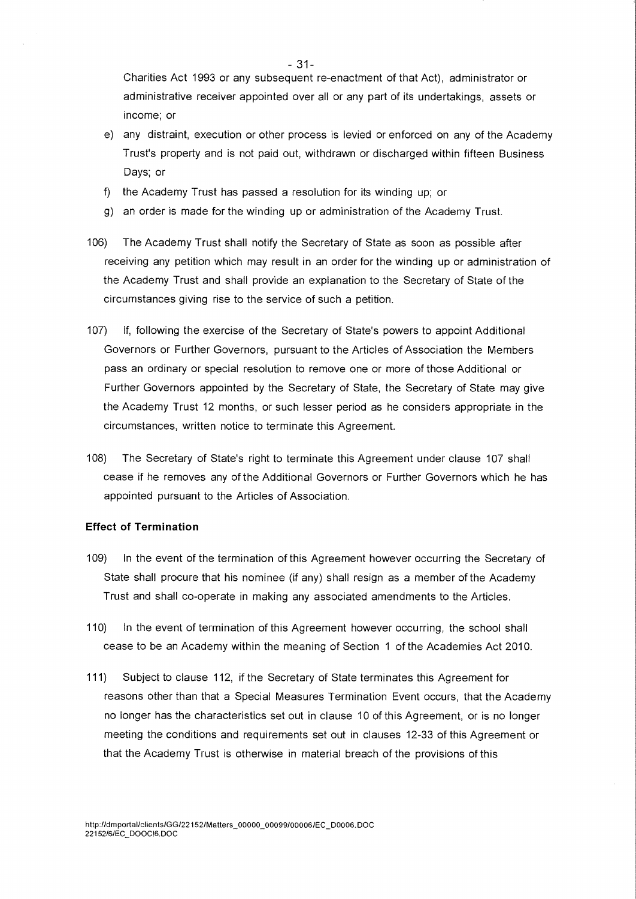Charities Act 1993 or any subsequent re-enactment of that Act), administrator or administrative receiver appointed over all or any part of its undertakings, assets or income; or

e) any distraint, execution or other process is levied or enforced on any of the Academy Trust's property and is not paid out, withdrawn or discharged within fifteen Business Days; or

f) the Academy Trust has passed a resolution for its winding up; or

g) an order is made for the winding up or administration of the Academy Trust.

106) The Academy Trust shall notify the Secretary of State as soon as possible after receiving any petition which may result in an order for the winding up or administration of the Academy Trust and shall provide an explanation to the Secretary of State of the circumstances giving rise to the service of such a petition.

107) If, following the exercise of the Secretary of State's powers to appoint Additional Governors or Further Governors, pursuant to the Articles of Association the Members pass an ordinary or special resolution to remove one or more of those Additional or Further Governors appointed by the Secretary of State, the Secretary of State may give the Academy Trust 12 months, or such lesser period as he considers appropriate in the circumstances, written notice to terminate this Agreement.

108) The Secretary of State's right to terminate this Agreement under clause 107 shall cease if he removes any of the Additional Governors or Further Governors which he has appointed pursuant to the Articles of Association.

**Effect of Termination**

109) In the event of the termination of this Agreement however occurring the Secretary of State shall procure that his nominee (if any) shall resign as a member of the Academy Trust and shall co-operate in making any associated amendments to the Articles.

110) In the event of termination of this Agreement however occurring, the school shall cease to be an Academy within the meaning of Section 1 of the Academies Act 2010.

111) Subject to clause 112, if the Secretary of State terminates this Agreement for reasons other than that a Special Measures Termination Event occurs, that the Academy no longer has the characteristics set out in clause 10 of this Agreement, or is no longer meeting the conditions and requirements set out in clauses 12-33 of this Agreement or that the Academy Trust is otherwise in material breach of the provisions of this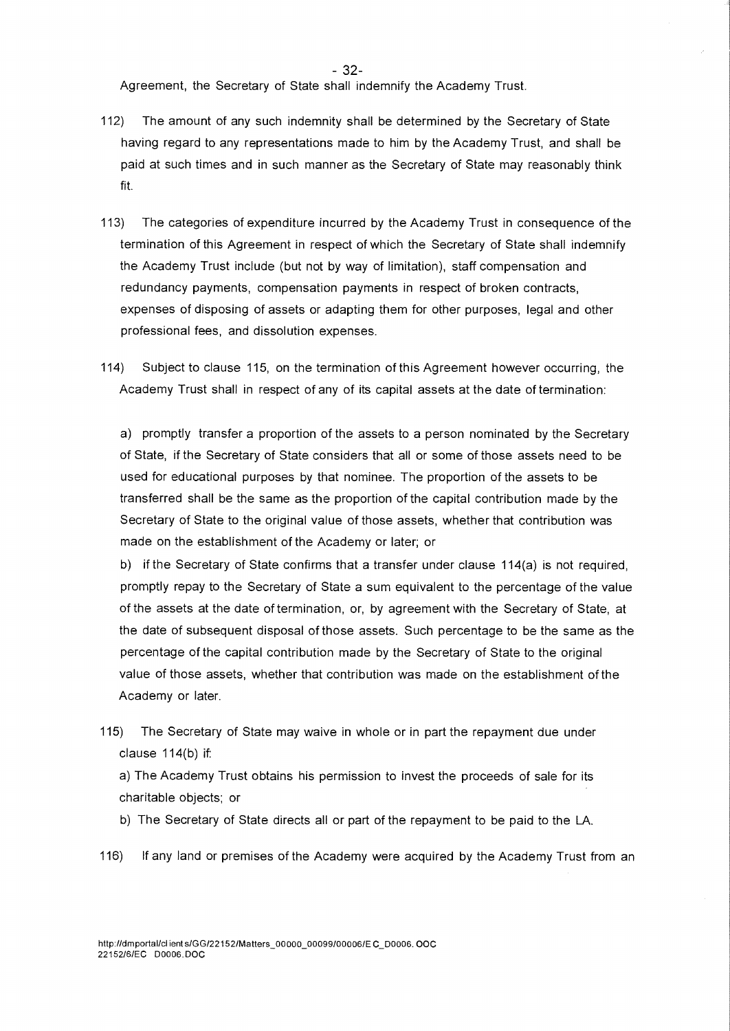Agreement, the Secretary of State shall indemnify the Academy Trust.

112) The amount of any such indemnity shall be determined by the Secretary of State having regard to any representations made to him by the Academy Trust, and shall be paid at such times and in such manner as the Secretary of State may reasonably think fit.

113) The categories of expenditure incurred by the Academy Trust in consequence of the termination of this Agreement in respect of which the Secretary of State shall indemnify the Academy Trust include (but not by way of limitation), staff compensation and redundancy payments, compensation payments in respect of broken contracts, expenses of disposing of assets or adapting them for other purposes, legal and other professional fees, and dissolution expenses.

114) Subject to clause 115, on the termination of this Agreement however occurring, the Academy Trust shall in respect of any of its capital assets at the date of termination:

a) promptly transfer a proportion of the assets to a person nominated by the Secretary of State, if the Secretary of State considers that all or some of those assets need to be used for educational purposes by that nominee. The proportion of the assets to be transferred shall be the same as the proportion of the capital contribution made by the Secretary of State to the original value of those assets, whether that contribution was made on the establishment of the Academy or later; or

b) if the Secretary of State confirms that a transfer under clause 114(a) is not required, promptly repay to the Secretary of State a sum equivalent to the percentage of the value of the assets at the date of termination, or, by agreement with the Secretary of State, at the date of subsequent disposal of those assets. Such percentage to be the same as the percentage of the capital contribution made by the Secretary of State to the original value of those assets, whether that contribution was made on the establishment of the Academy or later.

115) The Secretary of State may waive in whole or in part the repayment due under clause 114(b) if:

a) The Academy Trust obtains his permission to invest the proceeds of sale for its charitable objects; or

b) The Secretary of State directs all or part of the repayment to be paid to the LA.

116) If any land or premises of the Academy were acquired by the Academy Trust from an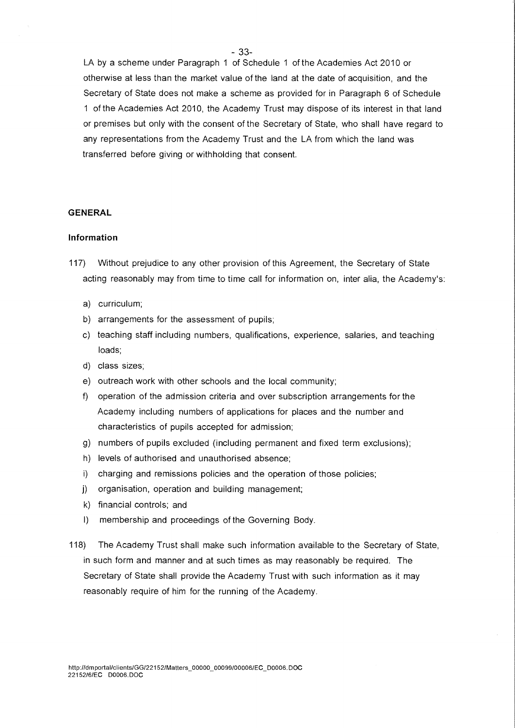LA by a scheme under Paragraph 1 of Schedule 1 of the Academies Act 2010 or otherwise at less than the market value of the land at the date of acquisition, and the Secretary of State does not make a scheme as provided for in Paragraph 6 of Schedule 1 of the Academies Act 2010, the Academy Trust may dispose of its interest in that land or premises but only with the consent of the Secretary of State, who shall have regard to any representations from the Academy Trust and the LA from which the land was transferred before giving or withholding that consent.

## GENERAL

### Information

117) Without prejudice to any other provision of this Agreement, the Secretary of State acting reasonably may from time to time call for information on, inter alia, the Academy's:

a) curriculum;

b) arrangements for the assessment of pupils;

c) teaching staff including numbers, qualifications, experience, salaries, and teaching loads;

d) class sizes;

e) outreach work with other schools and the local community;

f) operation of the admission criteria and over subscription arrangements for the Academy including numbers of applications for places and the number and characteristics of pupils accepted for admission;

g) numbers of pupils excluded (including permanent and fixed term exclusions);

h) levels of authorised and unauthorised absence;

i) charging and remissions policies and the operation of those policies;

j) organisation, operation and building management;

k) financial controls; and

l) membership and proceedings of the Governing Body.

118) The Academy Trust shall make such information available to the Secretary of State, in such form and manner and at such times as may reasonably be required. The Secretary of State shall provide the Academy Trust with such information as it may reasonably require of him for the running of the Academy.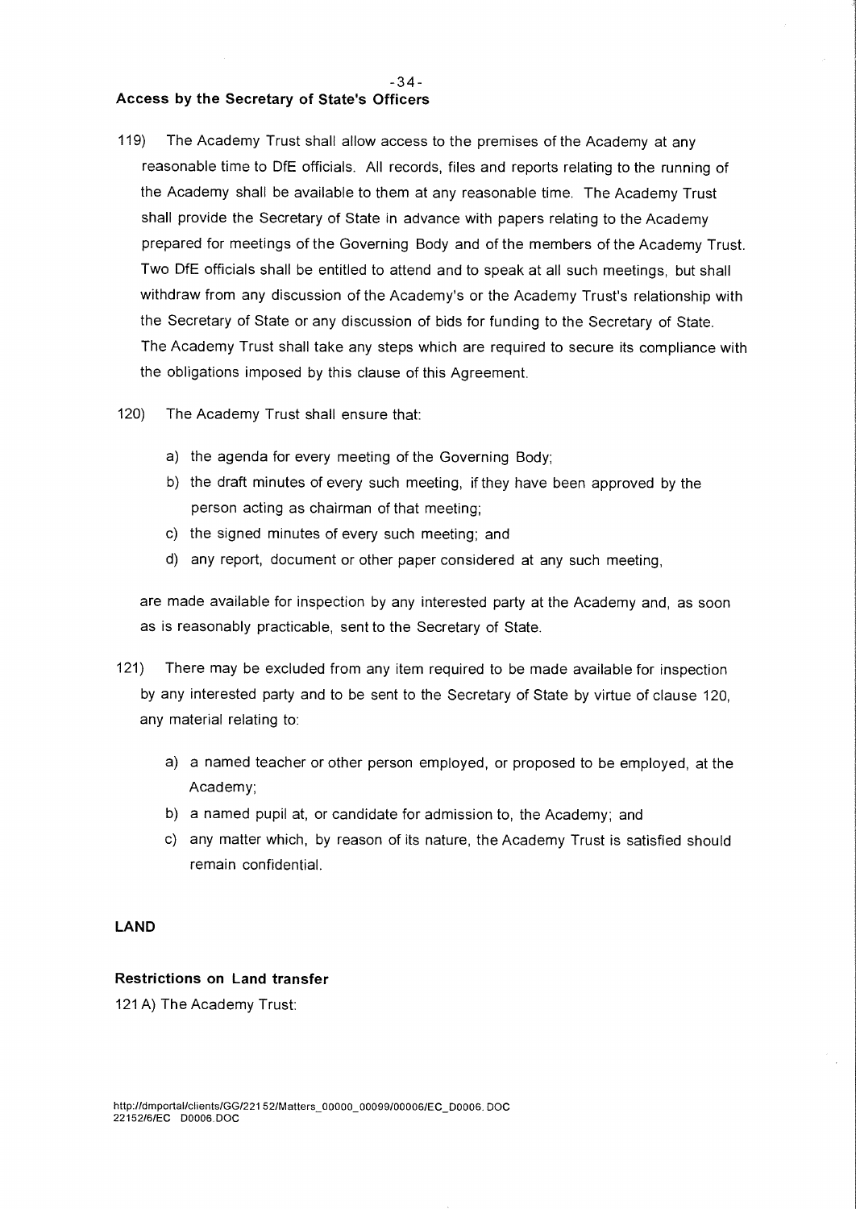### Access by the Secretary of State's Officers

119) The Academy Trust shall allow access to the premises of the Academy at any reasonable time to DfE officials. All records, files and reports relating to the running of the Academy shall be available to them at any reasonable time. The Academy Trust shall provide the Secretary of State in advance with papers relating to the Academy prepared for meetings of the Governing Body and of the members of the Academy Trust. Two DfE officials shall be entitled to attend and to speak at all such meetings, but shall withdraw from any discussion of the Academy's or the Academy Trust's relationship with the Secretary of State or any discussion of bids for funding to the Secretary of State. The Academy Trust shall take any steps which are required to secure its compliance with the obligations imposed by this clause of this Agreement.

120) The Academy Trust shall ensure that:

a) the agenda for every meeting of the Governing Body;
b) the draft minutes of every such meeting, if they have been approved by the person acting as chairman of that meeting;
c) the signed minutes of every such meeting; and
d) any report, document or other paper considered at any such meeting,

are made available for inspection by any interested party at the Academy and, as soon as is reasonably practicable, sent to the Secretary of State.

121) There may be excluded from any item required to be made available for inspection by any interested party and to be sent to the Secretary of State by virtue of clause 120, any material relating to:

a) a named teacher or other person employed, or proposed to be employed, at the Academy;
b) a named pupil at, or candidate for admission to, the Academy; and
c) any matter which, by reason of its nature, the Academy Trust is satisfied should remain confidential.

## LAND

### Restrictions on Land transfer

121 A) The Academy Trust:

http://dmportal/clients/GG/22152/Matters_00000_00099/00006/EC_D0006.DOC
22152/6/EC D0006.DOC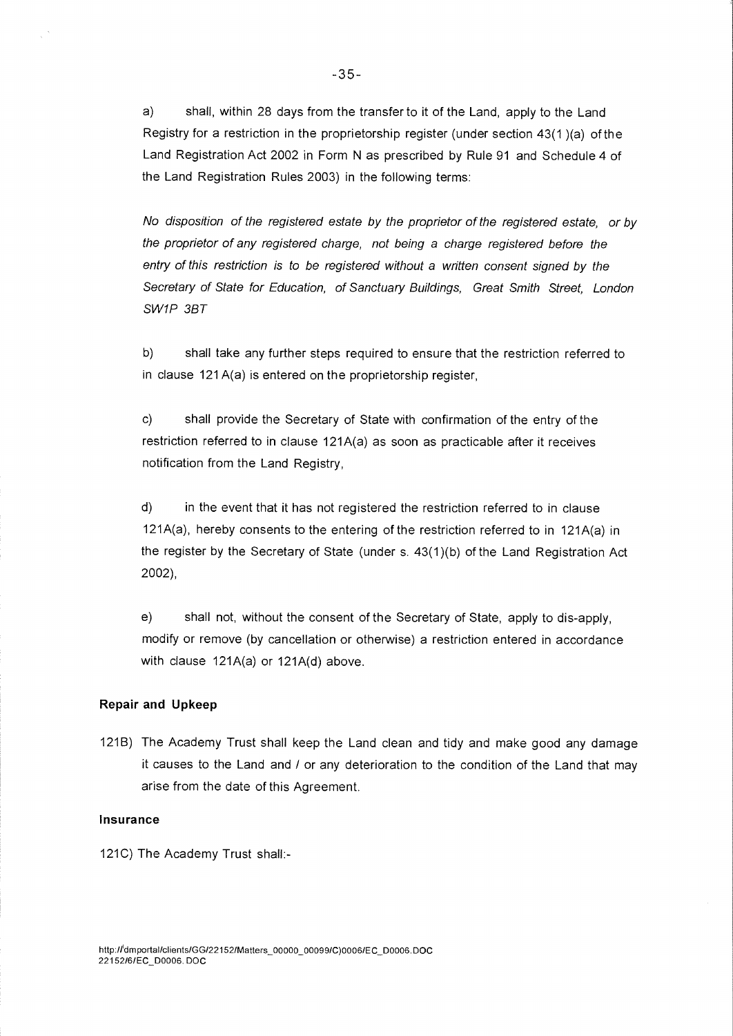a) shall, within 28 days from the transfer to it of the Land, apply to the Land Registry for a restriction in the proprietorship register (under section 43(1 )(a) of the Land Registration Act 2002 in Form N as prescribed by Rule 91 and Schedule 4 of the Land Registration Rules 2003) in the following terms:

*No disposition of the registered estate by the proprietor of the registered estate, or by the proprietor of any registered charge, not being a charge registered before the entry of this restriction is to be registered without a written consent signed by the Secretary of State for Education, of Sanctuary Buildings, Great Smith Street, London SW1P 3BT*

b) shall take any further steps required to ensure that the restriction referred to in clause 121A(a) is entered on the proprietorship register,

c) shall provide the Secretary of State with confirmation of the entry of the restriction referred to in clause 121A(a) as soon as practicable after it receives notification from the Land Registry,

d) in the event that it has not registered the restriction referred to in clause 121A(a), hereby consents to the entering of the restriction referred to in 121A(a) in the register by the Secretary of State (under s. 43(1)(b) of the Land Registration Act 2002),

e) shall not, without the consent of the Secretary of State, apply to dis-apply, modify or remove (by cancellation or otherwise) a restriction entered in accordance with clause 121A(a) or 121A(d) above.

**Repair and Upkeep**

121B) The Academy Trust shall keep the Land clean and tidy and make good any damage it causes to the Land and / or any deterioration to the condition of the Land that may arise from the date of this Agreement.

**Insurance**

121C) The Academy Trust shall:-

http://dmportal/clients/GG/22152/Matters_00000_00099/C)0006/EC_D0006.DOC
22152/6/EC_D0006.DOC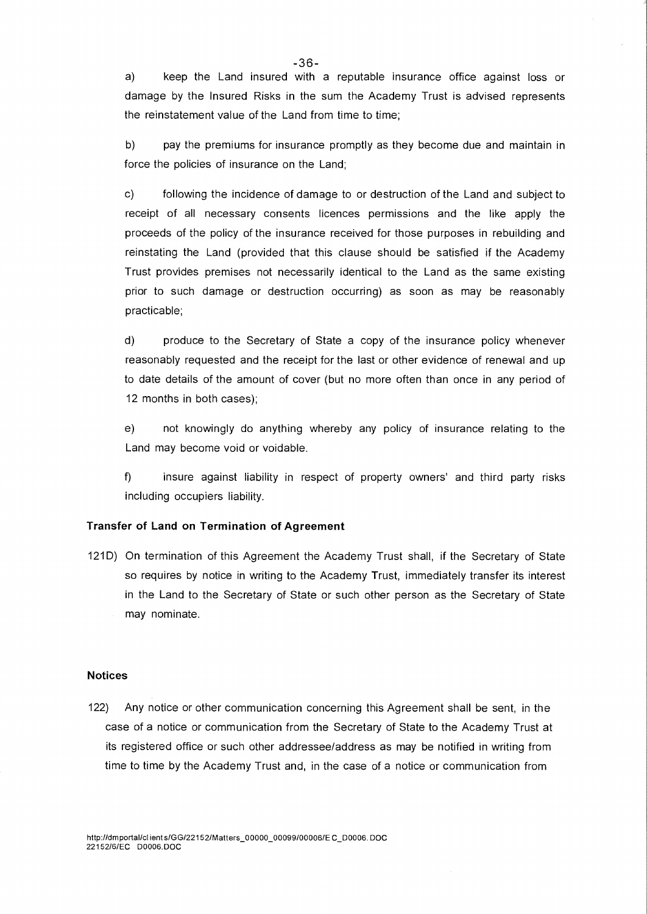a) keep the Land insured with a reputable insurance office against loss or damage by the Insured Risks in the sum the Academy Trust is advised represents the reinstatement value of the Land from time to time;

b) pay the premiums for insurance promptly as they become due and maintain in force the policies of insurance on the Land;

c) following the incidence of damage to or destruction of the Land and subject to receipt of all necessary consents licences permissions and the like apply the proceeds of the policy of the insurance received for those purposes in rebuilding and reinstating the Land (provided that this clause should be satisfied if the Academy Trust provides premises not necessarily identical to the Land as the same existing prior to such damage or destruction occurring) as soon as may be reasonably practicable;

d) produce to the Secretary of State a copy of the insurance policy whenever reasonably requested and the receipt for the last or other evidence of renewal and up to date details of the amount of cover (but no more often than once in any period of 12 months in both cases);

e) not knowingly do anything whereby any policy of insurance relating to the Land may become void or voidable.

f) insure against liability in respect of property owners' and third party risks including occupiers liability.

**Transfer of Land on Termination of Agreement**

121D) On termination of this Agreement the Academy Trust shall, if the Secretary of State so requires by notice in writing to the Academy Trust, immediately transfer its interest in the Land to the Secretary of State or such other person as the Secretary of State may nominate.

**Notices**

122) Any notice or other communication concerning this Agreement shall be sent, in the case of a notice or communication from the Secretary of State to the Academy Trust at its registered office or such other addressee/address as may be notified in writing from time to time by the Academy Trust and, in the case of a notice or communication from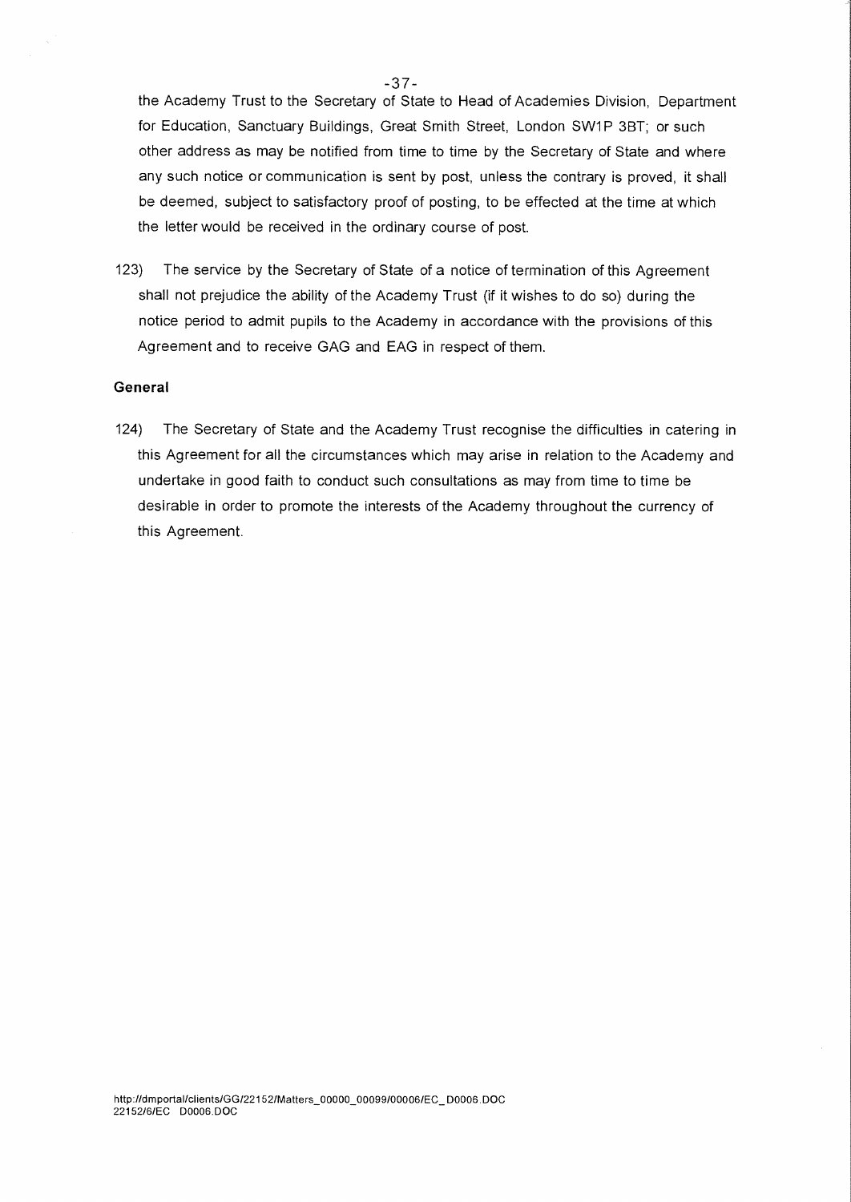the Academy Trust to the Secretary of State to Head of Academies Division, Department for Education, Sanctuary Buildings, Great Smith Street, London SW1P 3BT; or such other address as may be notified from time to time by the Secretary of State and where any such notice or communication is sent by post, unless the contrary is proved, it shall be deemed, subject to satisfactory proof of posting, to be effected at the time at which the letter would be received in the ordinary course of post.

123) The service by the Secretary of State of a notice of termination of this Agreement shall not prejudice the ability of the Academy Trust (if it wishes to do so) during the notice period to admit pupils to the Academy in accordance with the provisions of this Agreement and to receive GAG and EAG in respect of them.

**General**

124) The Secretary of State and the Academy Trust recognise the difficulties in catering in this Agreement for all the circumstances which may arise in relation to the Academy and undertake in good faith to conduct such consultations as may from time to time be desirable in order to promote the interests of the Academy throughout the currency of this Agreement.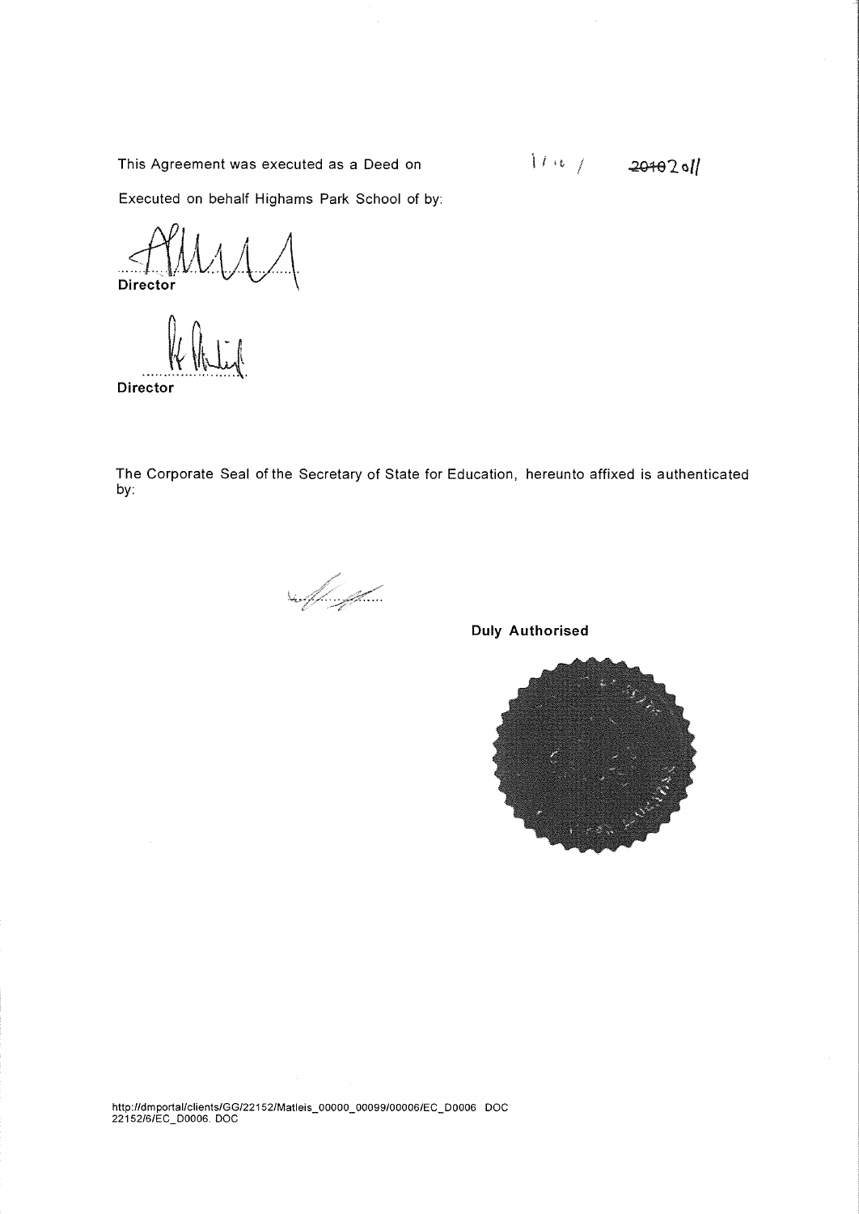This Agreement was executed as a Deed on 1 / 1 / ~~2010~~ 2011

Executed on behalf Highams Park School of by:

........................
**Director**

........................
**Director**

The Corporate Seal of the Secretary of State for Education, hereunto affixed is authenticated by:

........................

**Duly Authorised**

http://dmportal/clients/GG/22152/Matleis_00000_00099/00006/EC_D0006 DOC
22152/6/EC_D0006. DOC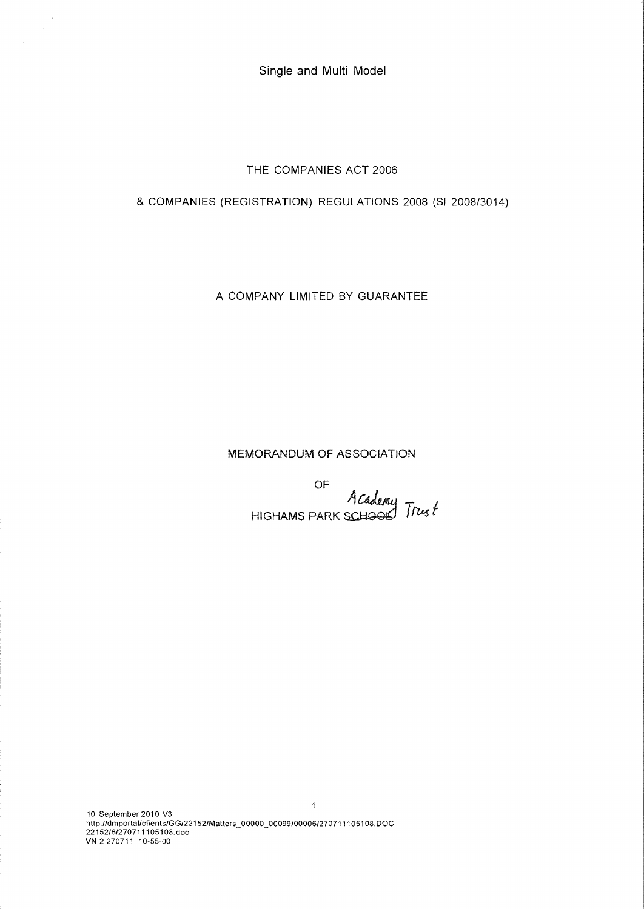Single and Multi Model

THE COMPANIES ACT 2006

& COMPANIES (REGISTRATION) REGULATIONS 2008 (SI 2008/3014)

A COMPANY LIMITED BY GUARANTEE

MEMORANDUM OF ASSOCIATION

OF

HIGHAMS PARK ~~SCHOOL~~ Academy Trust

10 September 2010 V3
http://dmportal/clients/GG/22152/Matters_00000_00099/00006/270711105108.DOC
22152/6/270711105108.doc
VN 2 270711 10-55-00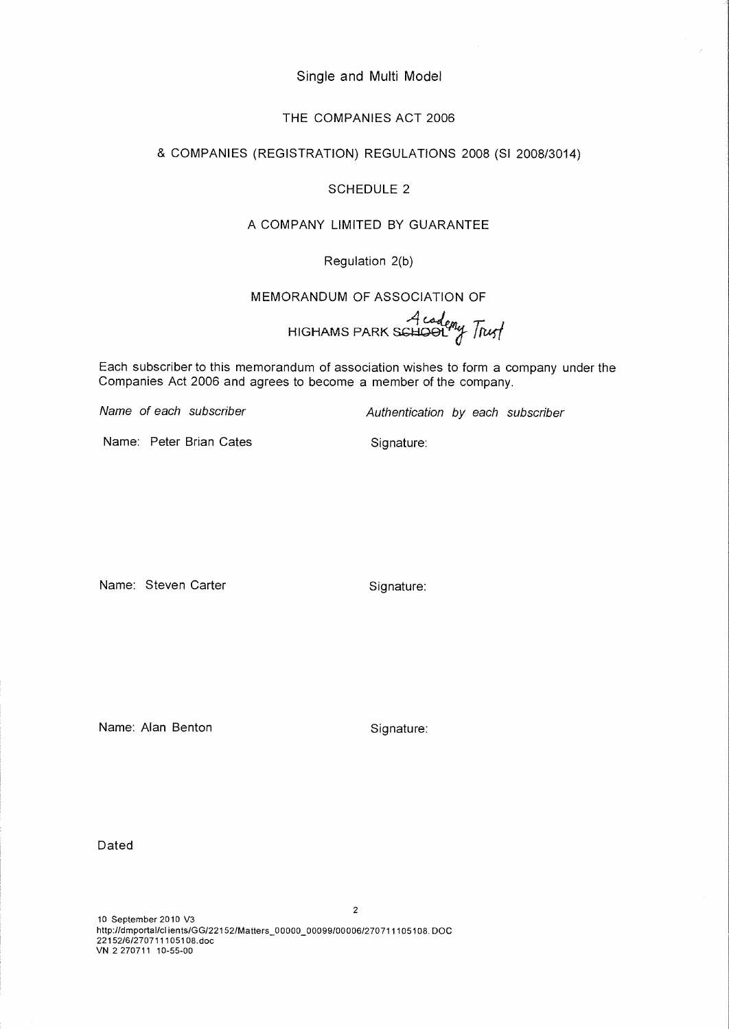Single and Multi Model

THE COMPANIES ACT 2006

& COMPANIES (REGISTRATION) REGULATIONS 2008 (SI 2008/3014)

SCHEDULE 2

A COMPANY LIMITED BY GUARANTEE

Regulation 2(b)

MEMORANDUM OF ASSOCIATION OF

HIGHAMS PARK ~~SCHOOL~~ Academy Trust

Each subscriber to this memorandum of association wishes to form a company under the Companies Act 2006 and agrees to become a member of the company.

| *Name of each subscriber* | *Authentication by each subscriber* |
|---|---|
| Name: Peter Brian Cates | Signature: |
| Name: Steven Carter | Signature: |
| Name: Alan Benton | Signature: |

Dated

10 September 2010 V3
http://dmportal/clients/GG/22152/Matters_00000_00099/00006/270711105108.DOC
22152/6/270711105108.doc
VN 2 270711 10-55-00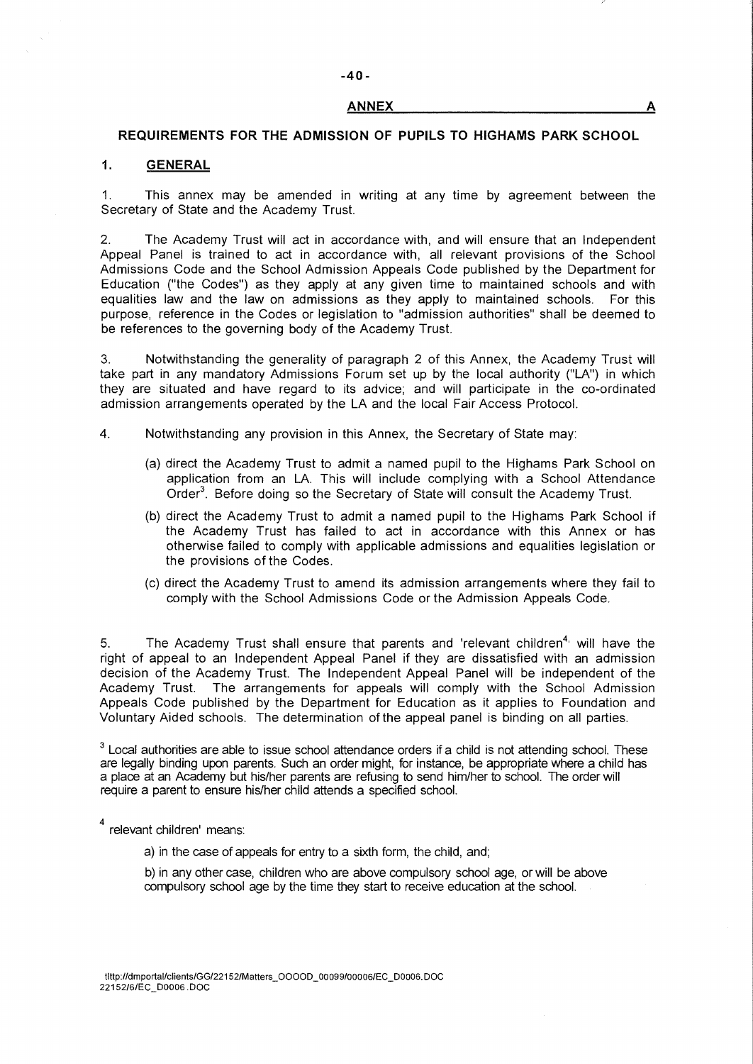## ANNEX A

### REQUIREMENTS FOR THE ADMISSION OF PUPILS TO HIGHAMS PARK SCHOOL

### 1. GENERAL

1. This annex may be amended in writing at any time by agreement between the Secretary of State and the Academy Trust.

2. The Academy Trust will act in accordance with, and will ensure that an Independent Appeal Panel is trained to act in accordance with, all relevant provisions of the School Admissions Code and the School Admission Appeals Code published by the Department for Education ("the Codes") as they apply at any given time to maintained schools and with equalities law and the law on admissions as they apply to maintained schools. For this purpose, reference in the Codes or legislation to "admission authorities" shall be deemed to be references to the governing body of the Academy Trust.

3. Notwithstanding the generality of paragraph 2 of this Annex, the Academy Trust will take part in any mandatory Admissions Forum set up by the local authority ("LA") in which they are situated and have regard to its advice; and will participate in the co-ordinated admission arrangements operated by the LA and the local Fair Access Protocol.

4. Notwithstanding any provision in this Annex, the Secretary of State may:

   (a) direct the Academy Trust to admit a named pupil to the Highams Park School on application from an LA. This will include complying with a School Attendance Order[3]. Before doing so the Secretary of State will consult the Academy Trust.

   (b) direct the Academy Trust to admit a named pupil to the Highams Park School if the Academy Trust has failed to act in accordance with this Annex or has otherwise failed to comply with applicable admissions and equalities legislation or the provisions of the Codes.

   (c) direct the Academy Trust to amend its admission arrangements where they fail to comply with the School Admissions Code or the Admission Appeals Code.

5. The Academy Trust shall ensure that parents and 'relevant children[4]' will have the right of appeal to an Independent Appeal Panel if they are dissatisfied with an admission decision of the Academy Trust. The Independent Appeal Panel will be independent of the Academy Trust. The arrangements for appeals will comply with the School Admission Appeals Code published by the Department for Education as it applies to Foundation and Voluntary Aided schools. The determination of the appeal panel is binding on all parties.

[3] Local authorities are able to issue school attendance orders if a child is not attending school. These are legally binding upon parents. Such an order might, for instance, be appropriate where a child has a place at an Academy but his/her parents are refusing to send him/her to school. The order will require a parent to ensure his/her child attends a specified school.

[4] relevant children' means:

a) in the case of appeals for entry to a sixth form, the child, and;

b) in any other case, children who are above compulsory school age, or will be above compulsory school age by the time they start to receive education at the school.

tlttp://dmportal/clients/GG/22152/Matters_OOOOD_00099/00006/EC_D0006.DOC
22152/6/EC_D0006.DOC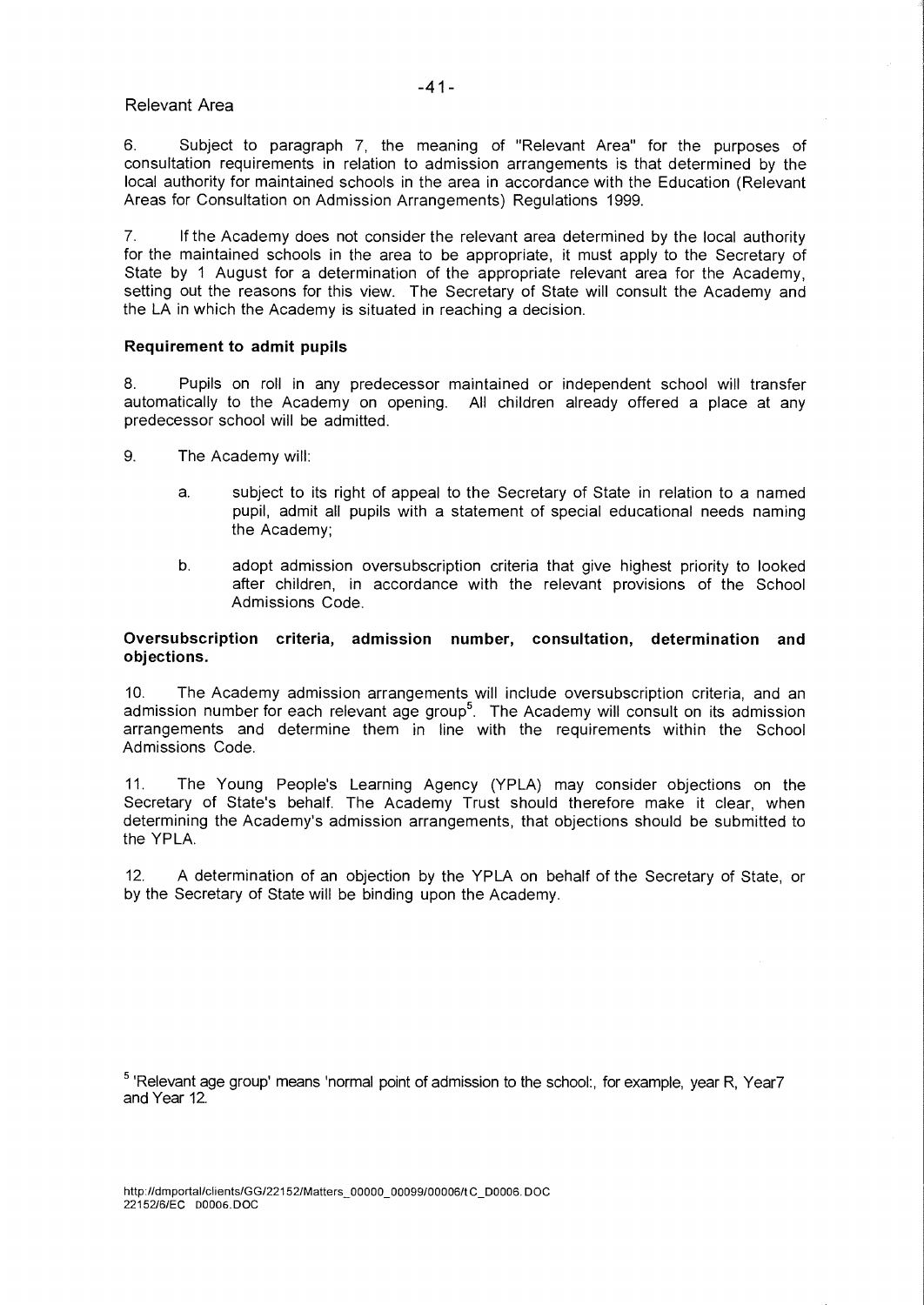Relevant Area

6. Subject to paragraph 7, the meaning of "Relevant Area" for the purposes of consultation requirements in relation to admission arrangements is that determined by the local authority for maintained schools in the area in accordance with the Education (Relevant Areas for Consultation on Admission Arrangements) Regulations 1999.

7. If the Academy does not consider the relevant area determined by the local authority for the maintained schools in the area to be appropriate, it must apply to the Secretary of State by 1 August for a determination of the appropriate relevant area for the Academy, setting out the reasons for this view. The Secretary of State will consult the Academy and the LA in which the Academy is situated in reaching a decision.

**Requirement to admit pupils**

8. Pupils on roll in any predecessor maintained or independent school will transfer automatically to the Academy on opening. All children already offered a place at any predecessor school will be admitted.

9. The Academy will:

   a. subject to its right of appeal to the Secretary of State in relation to a named pupil, admit all pupils with a statement of special educational needs naming the Academy;

   b. adopt admission oversubscription criteria that give highest priority to looked after children, in accordance with the relevant provisions of the School Admissions Code.

**Oversubscription criteria, admission number, consultation, determination and objections.**

10. The Academy admission arrangements will include oversubscription criteria, and an admission number for each relevant age group[5]. The Academy will consult on its admission arrangements and determine them in line with the requirements within the School Admissions Code.

11. The Young People's Learning Agency (YPLA) may consider objections on the Secretary of State's behalf. The Academy Trust should therefore make it clear, when determining the Academy's admission arrangements, that objections should be submitted to the YPLA.

12. A determination of an objection by the YPLA on behalf of the Secretary of State, or by the Secretary of State will be binding upon the Academy.

[5] 'Relevant age group' means 'normal point of admission to the school:, for example, year R, Year7 and Year 12.

http://dmportal/clients/GG/22152/Matters_00000_00099/00006/tC_D0006.DOC
22152/6/EC D0006.DOC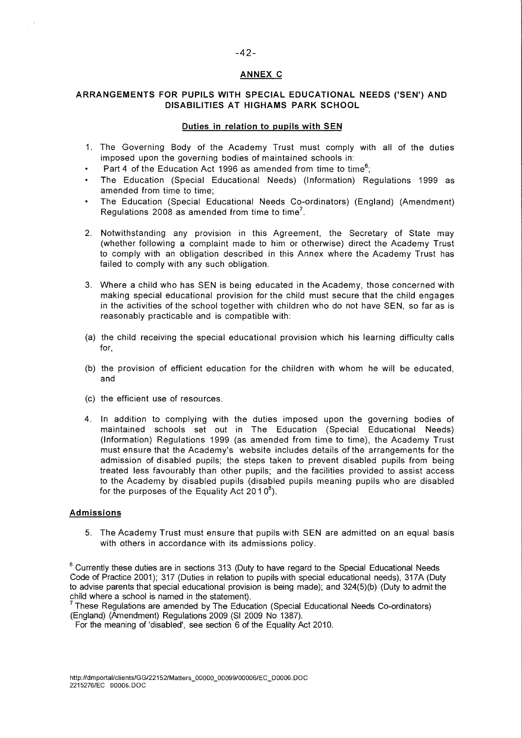## ANNEX C

### ARRANGEMENTS FOR PUPILS WITH SPECIAL EDUCATIONAL NEEDS ('SEN') AND DISABILITIES AT HIGHAMS PARK SCHOOL

#### Duties in relation to pupils with SEN

1. The Governing Body of the Academy Trust must comply with all of the duties imposed upon the governing bodies of maintained schools in:
   - Part 4 of the Education Act 1996 as amended from time to time[6];
   - The Education (Special Educational Needs) (Information) Regulations 1999 as amended from time to time;
   - The Education (Special Educational Needs Co-ordinators) (England) (Amendment) Regulations 2008 as amended from time to time[7].

2. Notwithstanding any provision in this Agreement, the Secretary of State may (whether following a complaint made to him or otherwise) direct the Academy Trust to comply with an obligation described in this Annex where the Academy Trust has failed to comply with any such obligation.

3. Where a child who has SEN is being educated in the Academy, those concerned with making special educational provision for the child must secure that the child engages in the activities of the school together with children who do not have SEN, so far as is reasonably practicable and is compatible with:

(a) the child receiving the special educational provision which his learning difficulty calls for,

(b) the provision of efficient education for the children with whom he will be educated, and

(c) the efficient use of resources.

4. In addition to complying with the duties imposed upon the governing bodies of maintained schools set out in The Education (Special Educational Needs) (Information) Regulations 1999 (as amended from time to time), the Academy Trust must ensure that the Academy's website includes details of the arrangements for the admission of disabled pupils; the steps taken to prevent disabled pupils from being treated less favourably than other pupils; and the facilities provided to assist access to the Academy by disabled pupils (disabled pupils meaning pupils who are disabled for the purposes of the Equality Act 2010[8]).

#### Admissions

5. The Academy Trust must ensure that pupils with SEN are admitted on an equal basis with others in accordance with its admissions policy.

[6] Currently these duties are in sections 313 (Duty to have regard to the Special Educational Needs Code of Practice 2001); 317 (Duties in relation to pupils with special educational needs), 317A (Duty to advise parents that special educational provision is being made); and 324(5)(b) (Duty to admit the child where a school is named in the statement).

[7] These Regulations are amended by The Education (Special Educational Needs Co-ordinators) (England) (Amendment) Regulations 2009 (SI 2009 No 1387).

[8] For the meaning of 'disabled', see section 6 of the Equality Act 2010.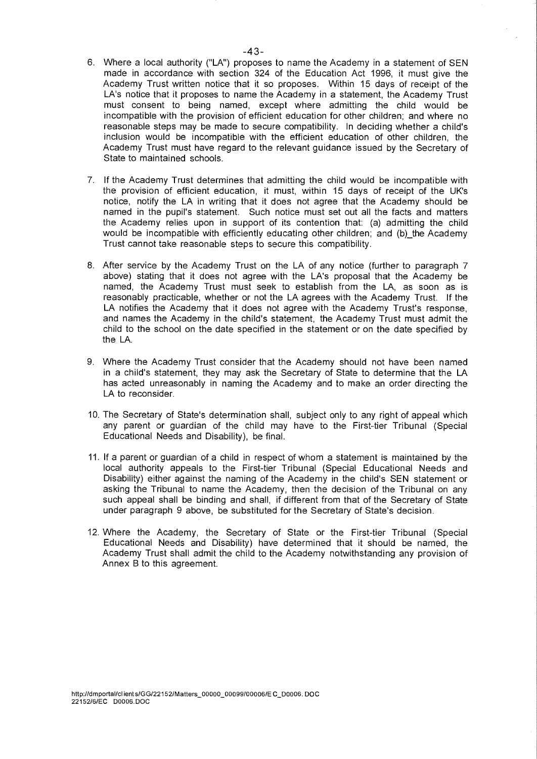6. Where a local authority ("LA") proposes to name the Academy in a statement of SEN made in accordance with section 324 of the Education Act 1996, it must give the Academy Trust written notice that it so proposes. Within 15 days of receipt of the LA's notice that it proposes to name the Academy in a statement, the Academy Trust must consent to being named, except where admitting the child would be incompatible with the provision of efficient education for other children; and where no reasonable steps may be made to secure compatibility. In deciding whether a child's inclusion would be incompatible with the efficient education of other children, the Academy Trust must have regard to the relevant guidance issued by the Secretary of State to maintained schools.

7. If the Academy Trust determines that admitting the child would be incompatible with the provision of efficient education, it must, within 15 days of receipt of the UK's notice, notify the LA in writing that it does not agree that the Academy should be named in the pupil's statement. Such notice must set out all the facts and matters the Academy relies upon in support of its contention that: (a) admitting the child would be incompatible with efficiently educating other children; and (b)_the Academy Trust cannot take reasonable steps to secure this compatibility.

8. After service by the Academy Trust on the LA of any notice (further to paragraph 7 above) stating that it does not agree with the LA's proposal that the Academy be named, the Academy Trust must seek to establish from the LA, as soon as is reasonably practicable, whether or not the LA agrees with the Academy Trust. If the LA notifies the Academy that it does not agree with the Academy Trust's response, and names the Academy in the child's statement, the Academy Trust must admit the child to the school on the date specified in the statement or on the date specified by the LA.

9. Where the Academy Trust consider that the Academy should not have been named in a child's statement, they may ask the Secretary of State to determine that the LA has acted unreasonably in naming the Academy and to make an order directing the LA to reconsider.

10. The Secretary of State's determination shall, subject only to any right of appeal which any parent or guardian of the child may have to the First-tier Tribunal (Special Educational Needs and Disability), be final.

11. If a parent or guardian of a child in respect of whom a statement is maintained by the local authority appeals to the First-tier Tribunal (Special Educational Needs and Disability) either against the naming of the Academy in the child's SEN statement or asking the Tribunal to name the Academy, then the decision of the Tribunal on any such appeal shall be binding and shall, if different from that of the Secretary of State under paragraph 9 above, be substituted for the Secretary of State's decision.

12. Where the Academy, the Secretary of State or the First-tier Tribunal (Special Educational Needs and Disability) have determined that it should be named, the Academy Trust shall admit the child to the Academy notwithstanding any provision of Annex B to this agreement.

http://dmportal/clients/GG/22152/Matters_00000_00099/00006/EC_D0006.DOC
22152/6/EC D0006.DOC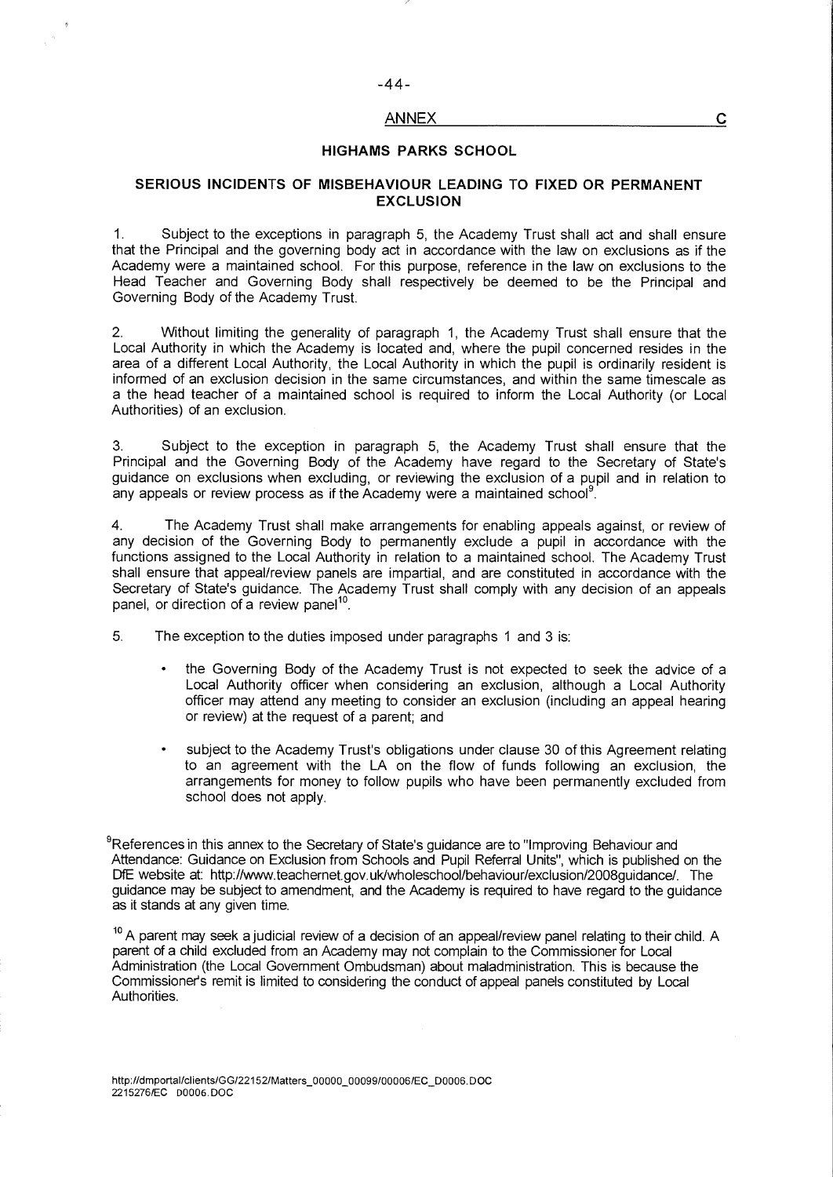## ANNEX C

### HIGHAMS PARKS SCHOOL

### SERIOUS INCIDENTS OF MISBEHAVIOUR LEADING TO FIXED OR PERMANENT EXCLUSION

1. Subject to the exceptions in paragraph 5, the Academy Trust shall act and shall ensure that the Principal and the governing body act in accordance with the law on exclusions as if the Academy were a maintained school. For this purpose, reference in the law on exclusions to the Head Teacher and Governing Body shall respectively be deemed to be the Principal and Governing Body of the Academy Trust.

2. Without limiting the generality of paragraph 1, the Academy Trust shall ensure that the Local Authority in which the Academy is located and, where the pupil concerned resides in the area of a different Local Authority, the Local Authority in which the pupil is ordinarily resident is informed of an exclusion decision in the same circumstances, and within the same timescale as a the head teacher of a maintained school is required to inform the Local Authority (or Local Authorities) of an exclusion.

3. Subject to the exception in paragraph 5, the Academy Trust shall ensure that the Principal and the Governing Body of the Academy have regard to the Secretary of State's guidance on exclusions when excluding, or reviewing the exclusion of a pupil and in relation to any appeals or review process as if the Academy were a maintained school[9].

4. The Academy Trust shall make arrangements for enabling appeals against, or review of any decision of the Governing Body to permanently exclude a pupil in accordance with the functions assigned to the Local Authority in relation to a maintained school. The Academy Trust shall ensure that appeal/review panels are impartial, and are constituted in accordance with the Secretary of State's guidance. The Academy Trust shall comply with any decision of an appeals panel, or direction of a review panel[10].

5. The exception to the duties imposed under paragraphs 1 and 3 is:

- the Governing Body of the Academy Trust is not expected to seek the advice of a Local Authority officer when considering an exclusion, although a Local Authority officer may attend any meeting to consider an exclusion (including an appeal hearing or review) at the request of a parent; and
- subject to the Academy Trust's obligations under clause 30 of this Agreement relating to an agreement with the LA on the flow of funds following an exclusion, the arrangements for money to follow pupils who have been permanently excluded from school does not apply.

[9] References in this annex to the Secretary of State's guidance are to "Improving Behaviour and Attendance: Guidance on Exclusion from Schools and Pupil Referral Units", which is published on the DfE website at: http://www.teachernet.gov.uk/wholeschool/behaviour/exclusion/2008guidance/. The guidance may be subject to amendment, and the Academy is required to have regard to the guidance as it stands at any given time.

[10] A parent may seek a judicial review of a decision of an appeal/review panel relating to their child. A parent of a child excluded from an Academy may not complain to the Commissioner for Local Administration (the Local Government Ombudsman) about maladministration. This is because the Commissioner's remit is limited to considering the conduct of appeal panels constituted by Local Authorities.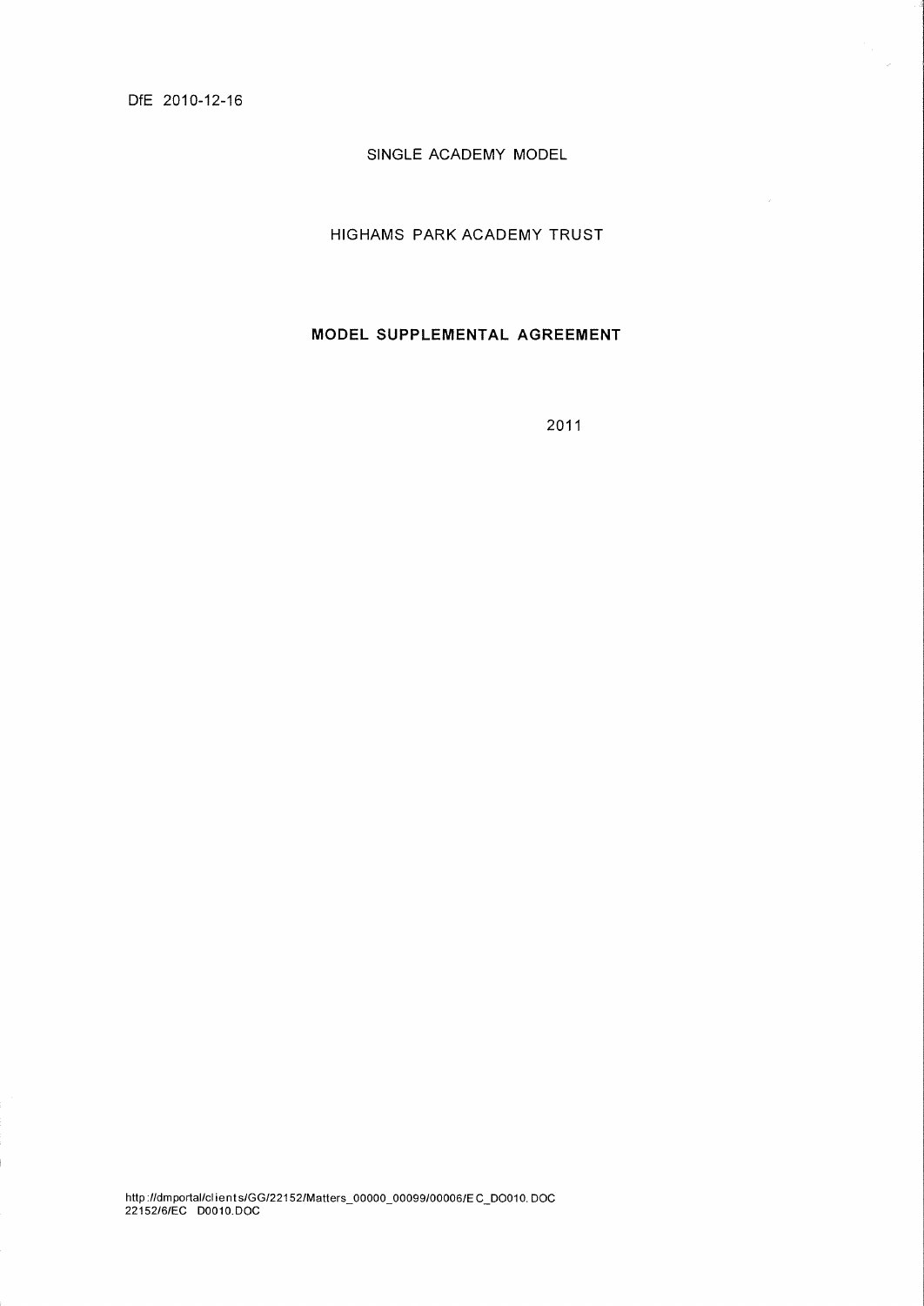DfE 2010-12-16

SINGLE ACADEMY MODEL

HIGHAMS PARK ACADEMY TRUST

**MODEL SUPPLEMENTAL AGREEMENT**

2011

http://dmportal/clients/GG/22152/Matters_00000_00099/00006/EC_DO010.DOC
22152/6/EC D0010.DOC